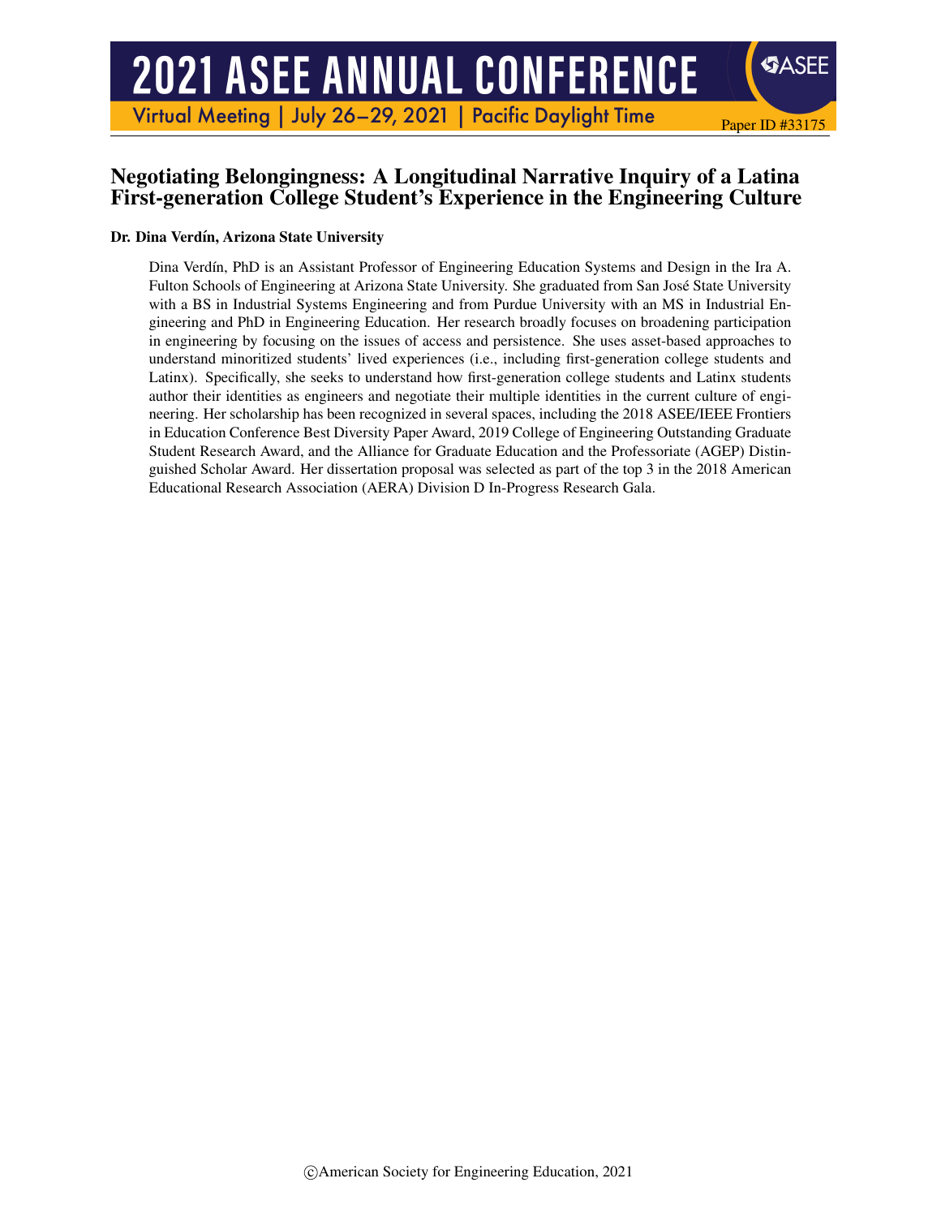# Negotiating Belongingness: A Longitudinal Narrative Inquiry of a Latina First-generation College Student's Experience in the Engineering Culture

**Dr. Dina Verdín, Arizona State University**

Dina Verdín, PhD is an Assistant Professor of Engineering Education Systems and Design in the Ira A. Fulton Schools of Engineering at Arizona State University. She graduated from San José State University with a BS in Industrial Systems Engineering and from Purdue University with an MS in Industrial Engineering and PhD in Engineering Education. Her research broadly focuses on broadening participation in engineering by focusing on the issues of access and persistence. She uses asset-based approaches to understand minoritized students' lived experiences (i.e., including first-generation college students and Latinx). Specifically, she seeks to understand how first-generation college students and Latinx students author their identities as engineers and negotiate their multiple identities in the current culture of engineering. Her scholarship has been recognized in several spaces, including the 2018 ASEE/IEEE Frontiers in Education Conference Best Diversity Paper Award, 2019 College of Engineering Outstanding Graduate Student Research Award, and the Alliance for Graduate Education and the Professoriate (AGEP) Distinguished Scholar Award. Her dissertation proposal was selected as part of the top 3 in the 2018 American Educational Research Association (AERA) Division D In-Progress Research Gala.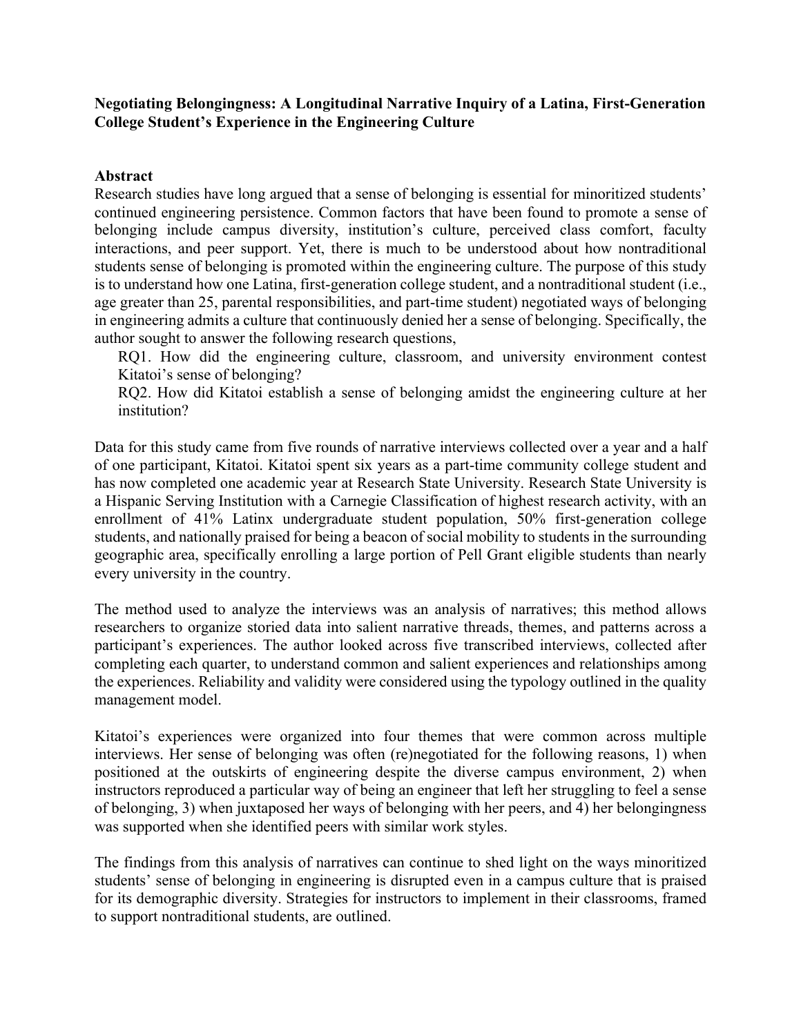**Negotiating Belongingness: A Longitudinal Narrative Inquiry of a Latina, First-Generation College Student's Experience in the Engineering Culture**

## Abstract

Research studies have long argued that a sense of belonging is essential for minoritized students' continued engineering persistence. Common factors that have been found to promote a sense of belonging include campus diversity, institution's culture, perceived class comfort, faculty interactions, and peer support. Yet, there is much to be understood about how nontraditional students sense of belonging is promoted within the engineering culture. The purpose of this study is to understand how one Latina, first-generation college student, and a nontraditional student (i.e., age greater than 25, parental responsibilities, and part-time student) negotiated ways of belonging in engineering admits a culture that continuously denied her a sense of belonging. Specifically, the author sought to answer the following research questions,

RQ1. How did the engineering culture, classroom, and university environment contest Kitatoi's sense of belonging?

RQ2. How did Kitatoi establish a sense of belonging amidst the engineering culture at her institution?

Data for this study came from five rounds of narrative interviews collected over a year and a half of one participant, Kitatoi. Kitatoi spent six years as a part-time community college student and has now completed one academic year at Research State University. Research State University is a Hispanic Serving Institution with a Carnegie Classification of highest research activity, with an enrollment of 41% Latinx undergraduate student population, 50% first-generation college students, and nationally praised for being a beacon of social mobility to students in the surrounding geographic area, specifically enrolling a large portion of Pell Grant eligible students than nearly every university in the country.

The method used to analyze the interviews was an analysis of narratives; this method allows researchers to organize storied data into salient narrative threads, themes, and patterns across a participant's experiences. The author looked across five transcribed interviews, collected after completing each quarter, to understand common and salient experiences and relationships among the experiences. Reliability and validity were considered using the typology outlined in the quality management model.

Kitatoi's experiences were organized into four themes that were common across multiple interviews. Her sense of belonging was often (re)negotiated for the following reasons, 1) when positioned at the outskirts of engineering despite the diverse campus environment, 2) when instructors reproduced a particular way of being an engineer that left her struggling to feel a sense of belonging, 3) when juxtaposed her ways of belonging with her peers, and 4) her belongingness was supported when she identified peers with similar work styles.

The findings from this analysis of narratives can continue to shed light on the ways minoritized students' sense of belonging in engineering is disrupted even in a campus culture that is praised for its demographic diversity. Strategies for instructors to implement in their classrooms, framed to support nontraditional students, are outlined.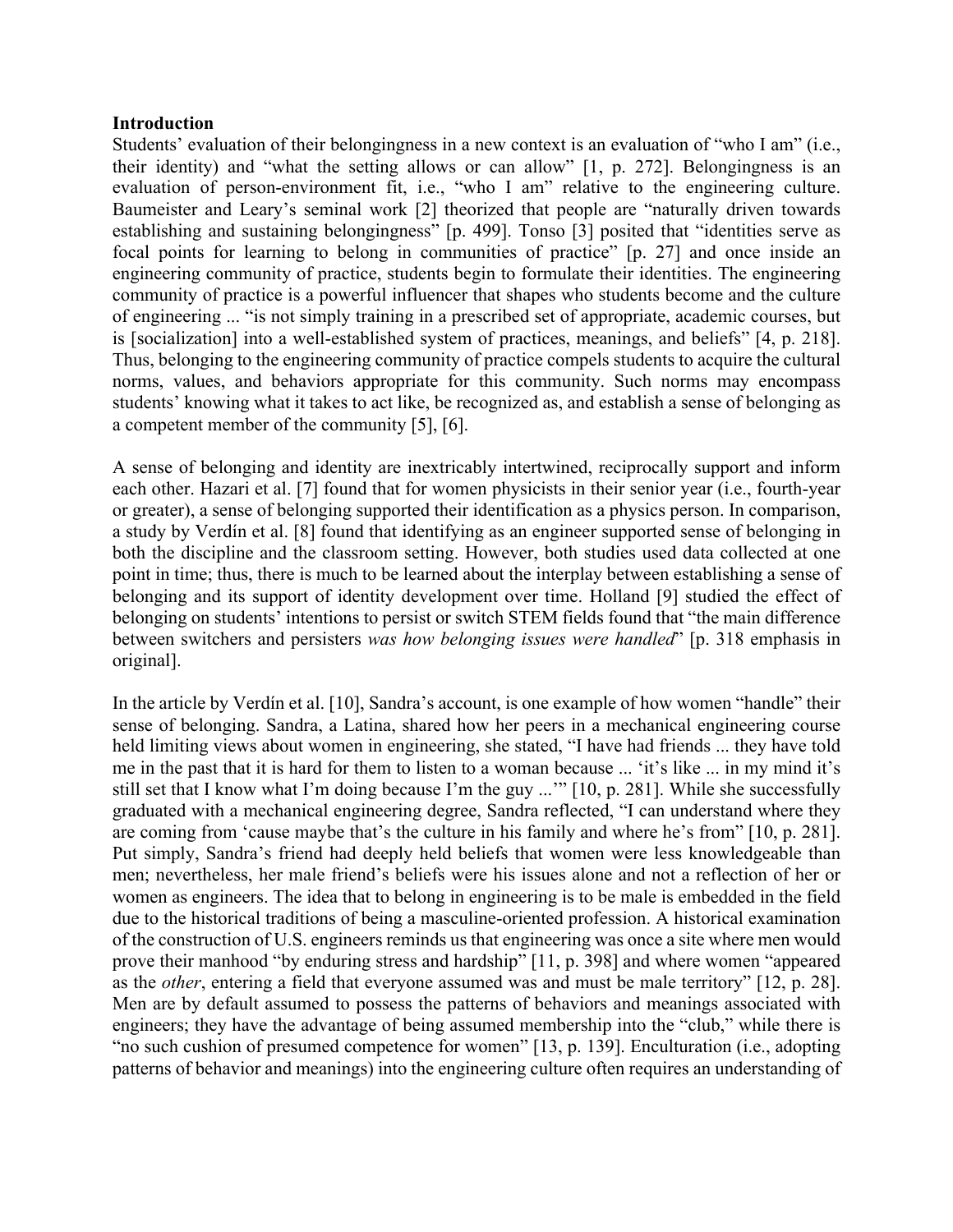## Introduction

Students' evaluation of their belongingness in a new context is an evaluation of "who I am" (i.e., their identity) and "what the setting allows or can allow" [1, p. 272]. Belongingness is an evaluation of person-environment fit, i.e., "who I am" relative to the engineering culture. Baumeister and Leary's seminal work [2] theorized that people are "naturally driven towards establishing and sustaining belongingness" [p. 499]. Tonso [3] posited that "identities serve as focal points for learning to belong in communities of practice" [p. 27] and once inside an engineering community of practice, students begin to formulate their identities. The engineering community of practice is a powerful influencer that shapes who students become and the culture of engineering ... "is not simply training in a prescribed set of appropriate, academic courses, but is [socialization] into a well-established system of practices, meanings, and beliefs" [4, p. 218]. Thus, belonging to the engineering community of practice compels students to acquire the cultural norms, values, and behaviors appropriate for this community. Such norms may encompass students' knowing what it takes to act like, be recognized as, and establish a sense of belonging as a competent member of the community [5], [6].

A sense of belonging and identity are inextricably intertwined, reciprocally support and inform each other. Hazari et al. [7] found that for women physicists in their senior year (i.e., fourth-year or greater), a sense of belonging supported their identification as a physics person. In comparison, a study by Verdín et al. [8] found that identifying as an engineer supported sense of belonging in both the discipline and the classroom setting. However, both studies used data collected at one point in time; thus, there is much to be learned about the interplay between establishing a sense of belonging and its support of identity development over time. Holland [9] studied the effect of belonging on students' intentions to persist or switch STEM fields found that "the main difference between switchers and persisters *was how belonging issues were handled*" [p. 318 emphasis in original].

In the article by Verdín et al. [10], Sandra's account, is one example of how women "handle" their sense of belonging. Sandra, a Latina, shared how her peers in a mechanical engineering course held limiting views about women in engineering, she stated, "I have had friends ... they have told me in the past that it is hard for them to listen to a woman because ... 'it's like ... in my mind it's still set that I know what I'm doing because I'm the guy ...'" [10, p. 281]. While she successfully graduated with a mechanical engineering degree, Sandra reflected, "I can understand where they are coming from 'cause maybe that's the culture in his family and where he's from" [10, p. 281]. Put simply, Sandra's friend had deeply held beliefs that women were less knowledgeable than men; nevertheless, her male friend's beliefs were his issues alone and not a reflection of her or women as engineers. The idea that to belong in engineering is to be male is embedded in the field due to the historical traditions of being a masculine-oriented profession. A historical examination of the construction of U.S. engineers reminds us that engineering was once a site where men would prove their manhood "by enduring stress and hardship" [11, p. 398] and where women "appeared as the *other*, entering a field that everyone assumed was and must be male territory" [12, p. 28]. Men are by default assumed to possess the patterns of behaviors and meanings associated with engineers; they have the advantage of being assumed membership into the "club," while there is "no such cushion of presumed competence for women" [13, p. 139]. Enculturation (i.e., adopting patterns of behavior and meanings) into the engineering culture often requires an understanding of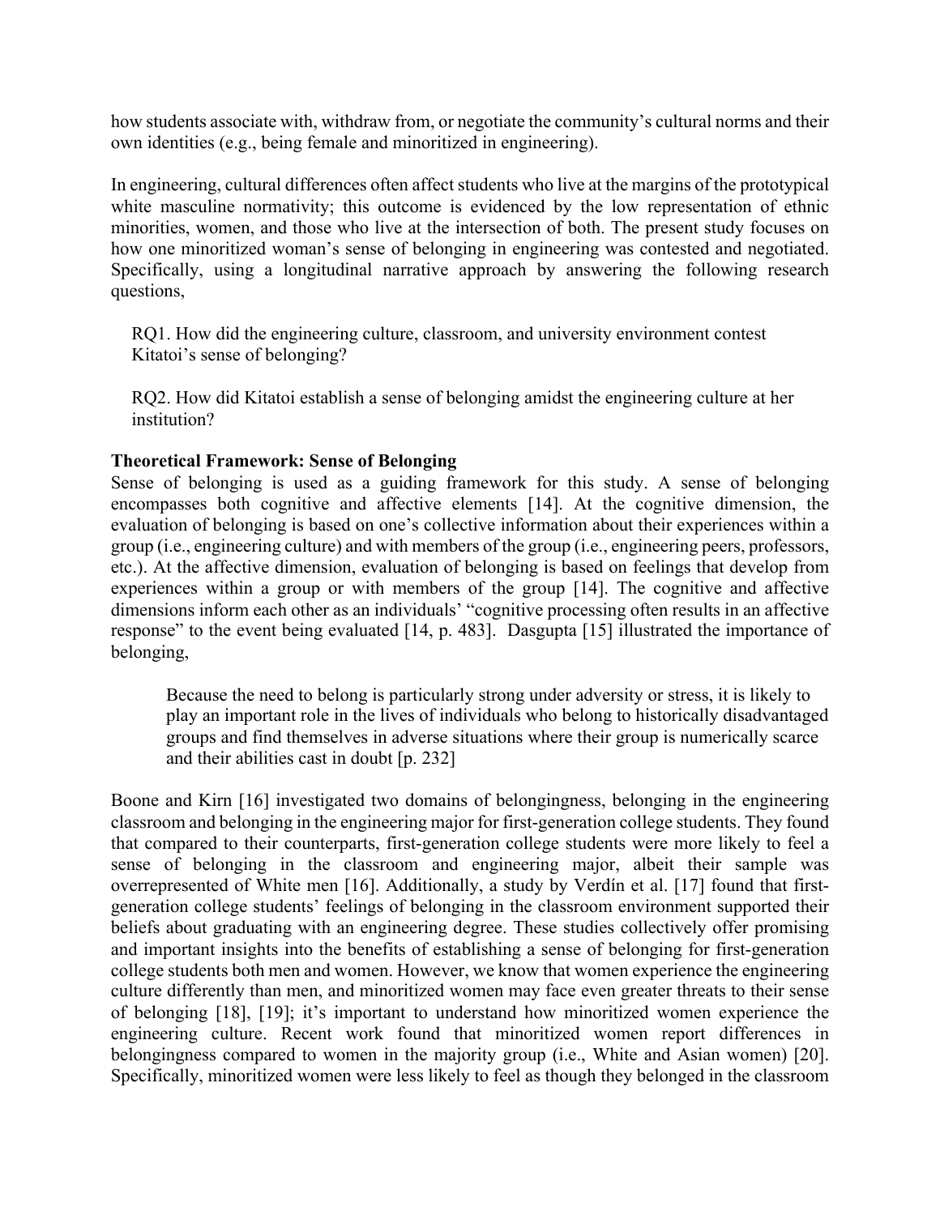how students associate with, withdraw from, or negotiate the community's cultural norms and their own identities (e.g., being female and minoritized in engineering).

In engineering, cultural differences often affect students who live at the margins of the prototypical white masculine normativity; this outcome is evidenced by the low representation of ethnic minorities, women, and those who live at the intersection of both. The present study focuses on how one minoritized woman's sense of belonging in engineering was contested and negotiated. Specifically, using a longitudinal narrative approach by answering the following research questions,

> RQ1. How did the engineering culture, classroom, and university environment contest Kitatoi's sense of belonging?
>
> RQ2. How did Kitatoi establish a sense of belonging amidst the engineering culture at her institution?

**Theoretical Framework: Sense of Belonging**

Sense of belonging is used as a guiding framework for this study. A sense of belonging encompasses both cognitive and affective elements [14]. At the cognitive dimension, the evaluation of belonging is based on one's collective information about their experiences within a group (i.e., engineering culture) and with members of the group (i.e., engineering peers, professors, etc.). At the affective dimension, evaluation of belonging is based on feelings that develop from experiences within a group or with members of the group [14]. The cognitive and affective dimensions inform each other as an individuals' "cognitive processing often results in an affective response" to the event being evaluated [14, p. 483]. Dasgupta [15] illustrated the importance of belonging,

> Because the need to belong is particularly strong under adversity or stress, it is likely to play an important role in the lives of individuals who belong to historically disadvantaged groups and find themselves in adverse situations where their group is numerically scarce and their abilities cast in doubt [p. 232]

Boone and Kirn [16] investigated two domains of belongingness, belonging in the engineering classroom and belonging in the engineering major for first-generation college students. They found that compared to their counterparts, first-generation college students were more likely to feel a sense of belonging in the classroom and engineering major, albeit their sample was overrepresented of White men [16]. Additionally, a study by Verdín et al. [17] found that first-generation college students' feelings of belonging in the classroom environment supported their beliefs about graduating with an engineering degree. These studies collectively offer promising and important insights into the benefits of establishing a sense of belonging for first-generation college students both men and women. However, we know that women experience the engineering culture differently than men, and minoritized women may face even greater threats to their sense of belonging [18], [19]; it's important to understand how minoritized women experience the engineering culture. Recent work found that minoritized women report differences in belongingness compared to women in the majority group (i.e., White and Asian women) [20]. Specifically, minoritized women were less likely to feel as though they belonged in the classroom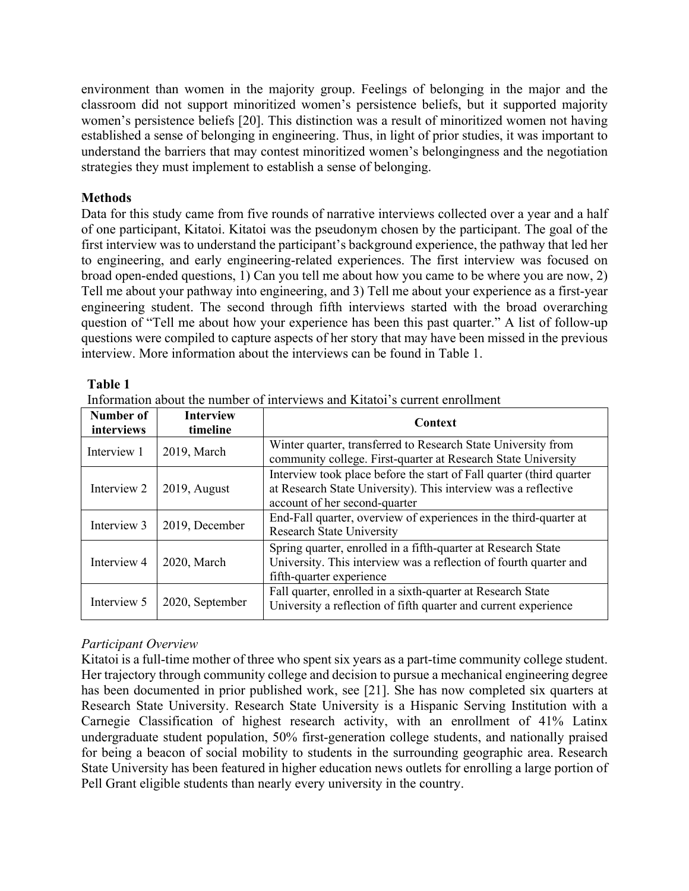environment than women in the majority group. Feelings of belonging in the major and the classroom did not support minoritized women's persistence beliefs, but it supported majority women's persistence beliefs [20]. This distinction was a result of minoritized women not having established a sense of belonging in engineering. Thus, in light of prior studies, it was important to understand the barriers that may contest minoritized women's belongingness and the negotiation strategies they must implement to establish a sense of belonging.

## Methods

Data for this study came from five rounds of narrative interviews collected over a year and a half of one participant, Kitatoi. Kitatoi was the pseudonym chosen by the participant. The goal of the first interview was to understand the participant's background experience, the pathway that led her to engineering, and early engineering-related experiences. The first interview was focused on broad open-ended questions, 1) Can you tell me about how you came to be where you are now, 2) Tell me about your pathway into engineering, and 3) Tell me about your experience as a first-year engineering student. The second through fifth interviews started with the broad overarching question of "Tell me about how your experience has been this past quarter." A list of follow-up questions were compiled to capture aspects of her story that may have been missed in the previous interview. More information about the interviews can be found in Table 1.

**Table 1**

Information about the number of interviews and Kitatoi's current enrollment

| Number of interviews | Interview timeline | Context |
|---|---|---|
| Interview 1 | 2019, March | Winter quarter, transferred to Research State University from community college. First-quarter at Research State University |
| Interview 2 | 2019, August | Interview took place before the start of Fall quarter (third quarter at Research State University). This interview was a reflective account of her second-quarter |
| Interview 3 | 2019, December | End-Fall quarter, overview of experiences in the third-quarter at Research State University |
| Interview 4 | 2020, March | Spring quarter, enrolled in a fifth-quarter at Research State University. This interview was a reflection of fourth quarter and fifth-quarter experience |
| Interview 5 | 2020, September | Fall quarter, enrolled in a sixth-quarter at Research State University a reflection of fifth quarter and current experience |

### *Participant Overview*

Kitatoi is a full-time mother of three who spent six years as a part-time community college student. Her trajectory through community college and decision to pursue a mechanical engineering degree has been documented in prior published work, see [21]. She has now completed six quarters at Research State University. Research State University is a Hispanic Serving Institution with a Carnegie Classification of highest research activity, with an enrollment of 41% Latinx undergraduate student population, 50% first-generation college students, and nationally praised for being a beacon of social mobility to students in the surrounding geographic area. Research State University has been featured in higher education news outlets for enrolling a large portion of Pell Grant eligible students than nearly every university in the country.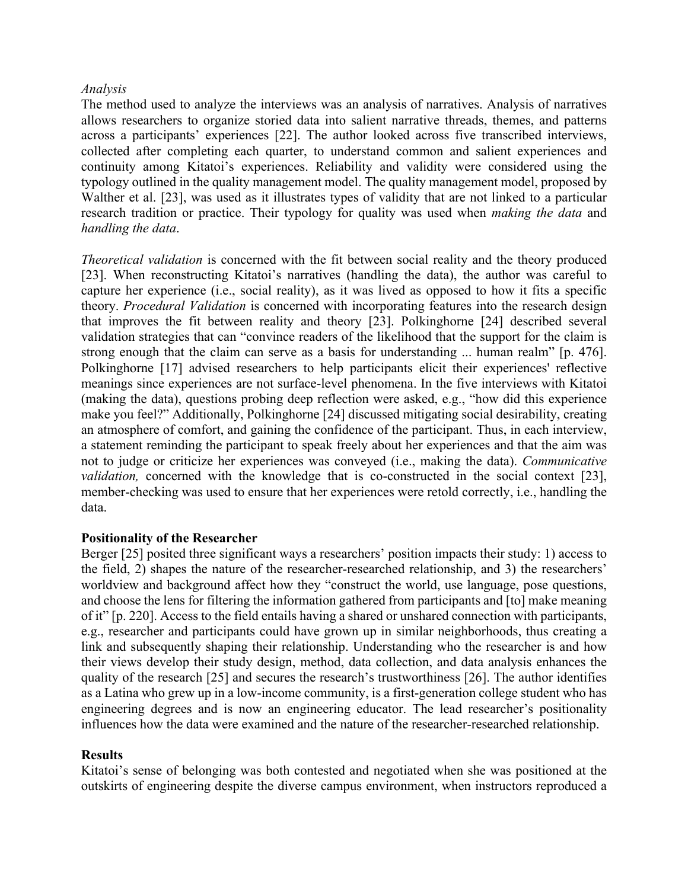*Analysis*

The method used to analyze the interviews was an analysis of narratives. Analysis of narratives allows researchers to organize storied data into salient narrative threads, themes, and patterns across a participants' experiences [22]. The author looked across five transcribed interviews, collected after completing each quarter, to understand common and salient experiences and continuity among Kitatoi's experiences. Reliability and validity were considered using the typology outlined in the quality management model. The quality management model, proposed by Walther et al. [23], was used as it illustrates types of validity that are not linked to a particular research tradition or practice. Their typology for quality was used when *making the data* and *handling the data*.

*Theoretical validation* is concerned with the fit between social reality and the theory produced [23]. When reconstructing Kitatoi's narratives (handling the data), the author was careful to capture her experience (i.e., social reality), as it was lived as opposed to how it fits a specific theory. *Procedural Validation* is concerned with incorporating features into the research design that improves the fit between reality and theory [23]. Polkinghorne [24] described several validation strategies that can "convince readers of the likelihood that the support for the claim is strong enough that the claim can serve as a basis for understanding ... human realm" [p. 476]. Polkinghorne [17] advised researchers to help participants elicit their experiences' reflective meanings since experiences are not surface-level phenomena. In the five interviews with Kitatoi (making the data), questions probing deep reflection were asked, e.g., "how did this experience make you feel?" Additionally, Polkinghorne [24] discussed mitigating social desirability, creating an atmosphere of comfort, and gaining the confidence of the participant. Thus, in each interview, a statement reminding the participant to speak freely about her experiences and that the aim was not to judge or criticize her experiences was conveyed (i.e., making the data). *Communicative validation,* concerned with the knowledge that is co-constructed in the social context [23], member-checking was used to ensure that her experiences were retold correctly, i.e., handling the data.

**Positionality of the Researcher**

Berger [25] posited three significant ways a researchers' position impacts their study: 1) access to the field, 2) shapes the nature of the researcher-researched relationship, and 3) the researchers' worldview and background affect how they "construct the world, use language, pose questions, and choose the lens for filtering the information gathered from participants and [to] make meaning of it" [p. 220]. Access to the field entails having a shared or unshared connection with participants, e.g., researcher and participants could have grown up in similar neighborhoods, thus creating a link and subsequently shaping their relationship. Understanding who the researcher is and how their views develop their study design, method, data collection, and data analysis enhances the quality of the research [25] and secures the research's trustworthiness [26]. The author identifies as a Latina who grew up in a low-income community, is a first-generation college student who has engineering degrees and is now an engineering educator. The lead researcher's positionality influences how the data were examined and the nature of the researcher-researched relationship.

**Results**

Kitatoi's sense of belonging was both contested and negotiated when she was positioned at the outskirts of engineering despite the diverse campus environment, when instructors reproduced a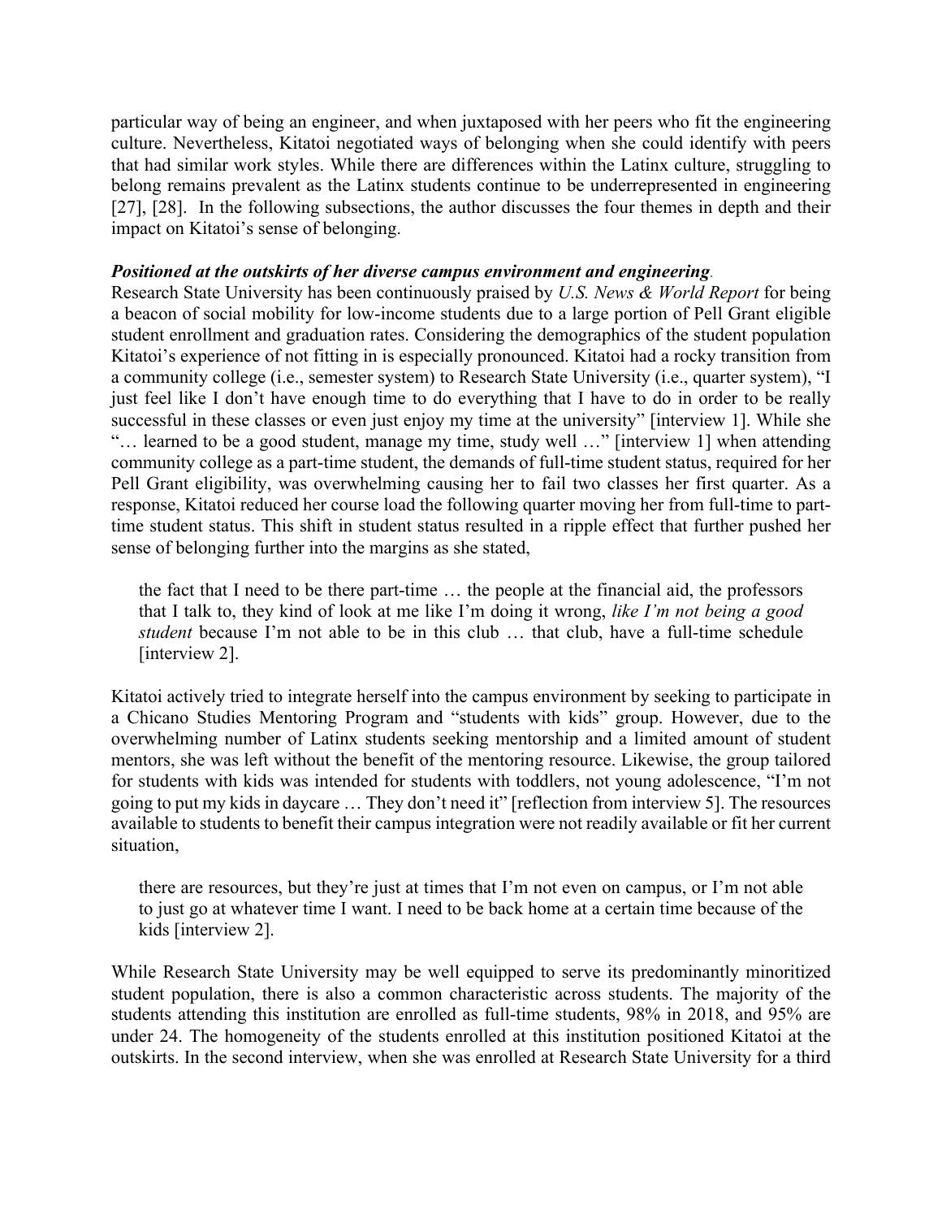particular way of being an engineer, and when juxtaposed with her peers who fit the engineering culture. Nevertheless, Kitatoi negotiated ways of belonging when she could identify with peers that had similar work styles. While there are differences within the Latinx culture, struggling to belong remains prevalent as the Latinx students continue to be underrepresented in engineering [27], [28]. In the following subsections, the author discusses the four themes in depth and their impact on Kitatoi's sense of belonging.

***Positioned at the outskirts of her diverse campus environment and engineering.***

Research State University has been continuously praised by *U.S. News & World Report* for being a beacon of social mobility for low-income students due to a large portion of Pell Grant eligible student enrollment and graduation rates. Considering the demographics of the student population Kitatoi's experience of not fitting in is especially pronounced. Kitatoi had a rocky transition from a community college (i.e., semester system) to Research State University (i.e., quarter system), "I just feel like I don't have enough time to do everything that I have to do in order to be really successful in these classes or even just enjoy my time at the university" [interview 1]. While she "… learned to be a good student, manage my time, study well …" [interview 1] when attending community college as a part-time student, the demands of full-time student status, required for her Pell Grant eligibility, was overwhelming causing her to fail two classes her first quarter. As a response, Kitatoi reduced her course load the following quarter moving her from full-time to part-time student status. This shift in student status resulted in a ripple effect that further pushed her sense of belonging further into the margins as she stated,

> the fact that I need to be there part-time … the people at the financial aid, the professors that I talk to, they kind of look at me like I'm doing it wrong, *like I'm not being a good student* because I'm not able to be in this club … that club, have a full-time schedule [interview 2].

Kitatoi actively tried to integrate herself into the campus environment by seeking to participate in a Chicano Studies Mentoring Program and "students with kids" group. However, due to the overwhelming number of Latinx students seeking mentorship and a limited amount of student mentors, she was left without the benefit of the mentoring resource. Likewise, the group tailored for students with kids was intended for students with toddlers, not young adolescence, "I'm not going to put my kids in daycare … They don't need it" [reflection from interview 5]. The resources available to students to benefit their campus integration were not readily available or fit her current situation,

> there are resources, but they're just at times that I'm not even on campus, or I'm not able to just go at whatever time I want. I need to be back home at a certain time because of the kids [interview 2].

While Research State University may be well equipped to serve its predominantly minoritized student population, there is also a common characteristic across students. The majority of the students attending this institution are enrolled as full-time students, 98% in 2018, and 95% are under 24. The homogeneity of the students enrolled at this institution positioned Kitatoi at the outskirts. In the second interview, when she was enrolled at Research State University for a third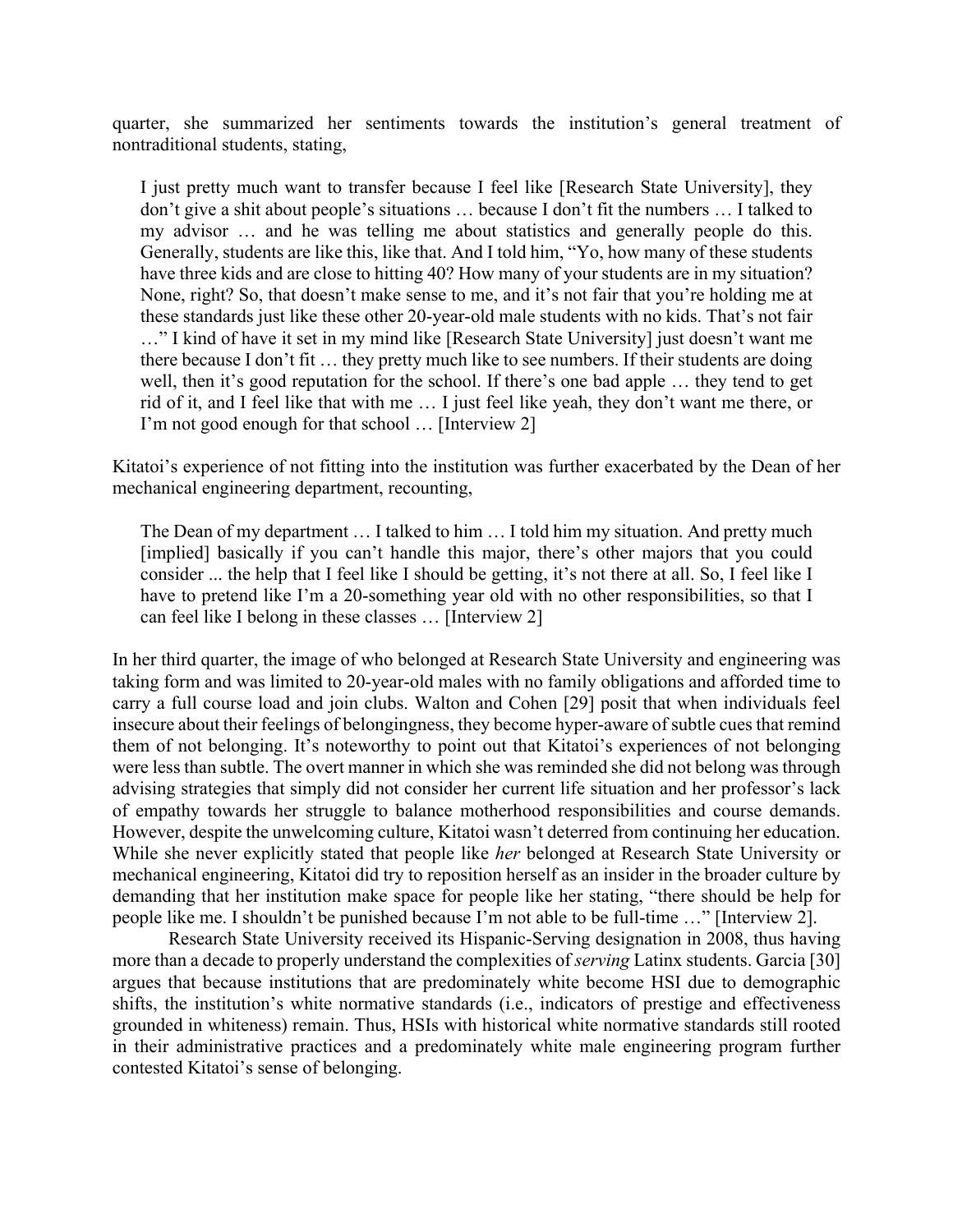quarter, she summarized her sentiments towards the institution's general treatment of nontraditional students, stating,

> I just pretty much want to transfer because I feel like [Research State University], they don't give a shit about people's situations … because I don't fit the numbers … I talked to my advisor … and he was telling me about statistics and generally people do this. Generally, students are like this, like that. And I told him, "Yo, how many of these students have three kids and are close to hitting 40? How many of your students are in my situation? None, right? So, that doesn't make sense to me, and it's not fair that you're holding me at these standards just like these other 20-year-old male students with no kids. That's not fair …" I kind of have it set in my mind like [Research State University] just doesn't want me there because I don't fit … they pretty much like to see numbers. If their students are doing well, then it's good reputation for the school. If there's one bad apple … they tend to get rid of it, and I feel like that with me … I just feel like yeah, they don't want me there, or I'm not good enough for that school … [Interview 2]

Kitatoi's experience of not fitting into the institution was further exacerbated by the Dean of her mechanical engineering department, recounting,

> The Dean of my department … I talked to him … I told him my situation. And pretty much [implied] basically if you can't handle this major, there's other majors that you could consider ... the help that I feel like I should be getting, it's not there at all. So, I feel like I have to pretend like I'm a 20-something year old with no other responsibilities, so that I can feel like I belong in these classes … [Interview 2]

In her third quarter, the image of who belonged at Research State University and engineering was taking form and was limited to 20-year-old males with no family obligations and afforded time to carry a full course load and join clubs. Walton and Cohen [29] posit that when individuals feel insecure about their feelings of belongingness, they become hyper-aware of subtle cues that remind them of not belonging. It's noteworthy to point out that Kitatoi's experiences of not belonging were less than subtle. The overt manner in which she was reminded she did not belong was through advising strategies that simply did not consider her current life situation and her professor's lack of empathy towards her struggle to balance motherhood responsibilities and course demands. However, despite the unwelcoming culture, Kitatoi wasn't deterred from continuing her education. While she never explicitly stated that people like *her* belonged at Research State University or mechanical engineering, Kitatoi did try to reposition herself as an insider in the broader culture by demanding that her institution make space for people like her stating, "there should be help for people like me. I shouldn't be punished because I'm not able to be full-time …" [Interview 2].

Research State University received its Hispanic-Serving designation in 2008, thus having more than a decade to properly understand the complexities of *serving* Latinx students. Garcia [30] argues that because institutions that are predominately white become HSI due to demographic shifts, the institution's white normative standards (i.e., indicators of prestige and effectiveness grounded in whiteness) remain. Thus, HSIs with historical white normative standards still rooted in their administrative practices and a predominately white male engineering program further contested Kitatoi's sense of belonging.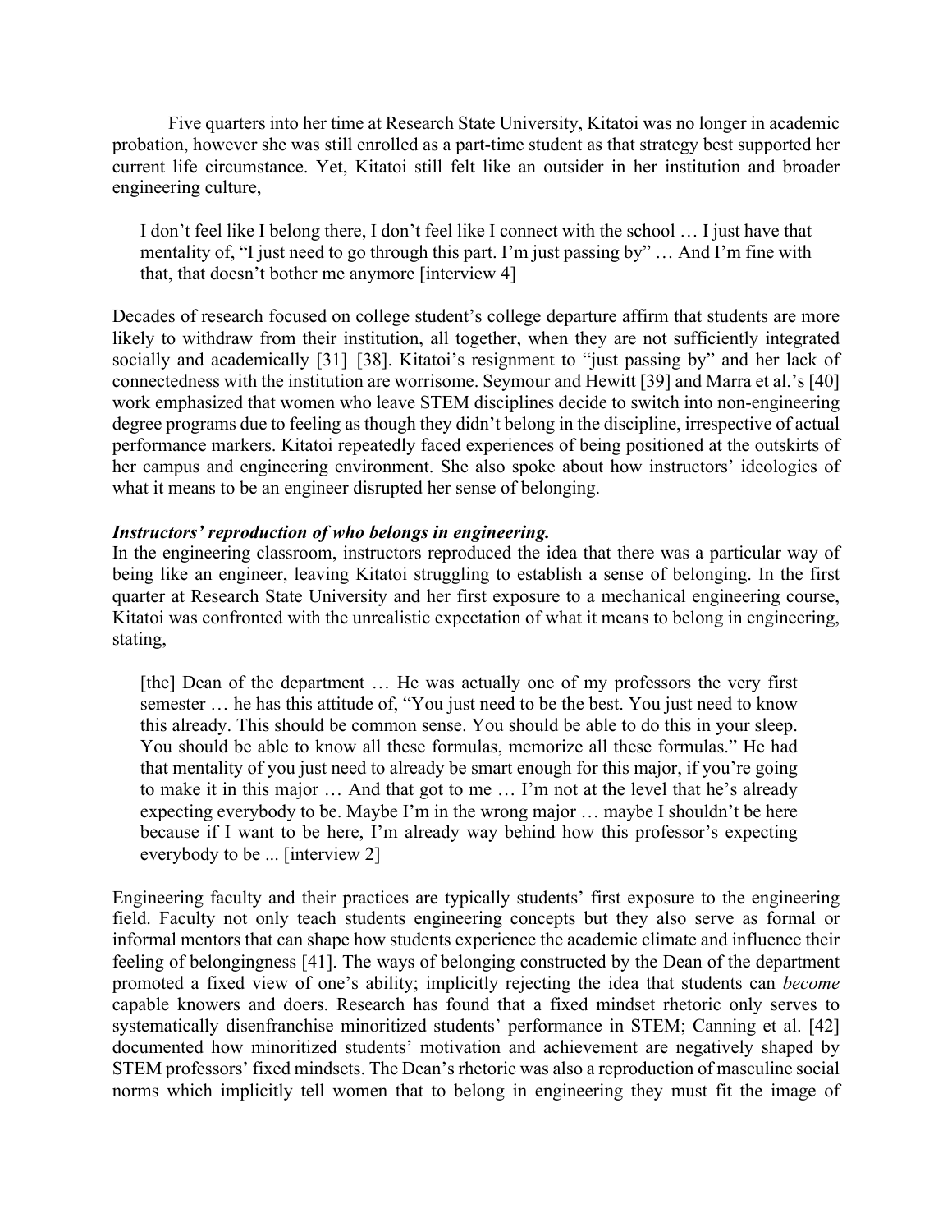Five quarters into her time at Research State University, Kitatoi was no longer in academic probation, however she was still enrolled as a part-time student as that strategy best supported her current life circumstance. Yet, Kitatoi still felt like an outsider in her institution and broader engineering culture,

> I don't feel like I belong there, I don't feel like I connect with the school … I just have that mentality of, "I just need to go through this part. I'm just passing by" … And I'm fine with that, that doesn't bother me anymore [interview 4]

Decades of research focused on college student's college departure affirm that students are more likely to withdraw from their institution, all together, when they are not sufficiently integrated socially and academically [31]–[38]. Kitatoi's resignment to "just passing by" and her lack of connectedness with the institution are worrisome. Seymour and Hewitt [39] and Marra et al.'s [40] work emphasized that women who leave STEM disciplines decide to switch into non-engineering degree programs due to feeling as though they didn't belong in the discipline, irrespective of actual performance markers. Kitatoi repeatedly faced experiences of being positioned at the outskirts of her campus and engineering environment. She also spoke about how instructors' ideologies of what it means to be an engineer disrupted her sense of belonging.

***Instructors' reproduction of who belongs in engineering.***

In the engineering classroom, instructors reproduced the idea that there was a particular way of being like an engineer, leaving Kitatoi struggling to establish a sense of belonging. In the first quarter at Research State University and her first exposure to a mechanical engineering course, Kitatoi was confronted with the unrealistic expectation of what it means to belong in engineering, stating,

> [the] Dean of the department … He was actually one of my professors the very first semester … he has this attitude of, "You just need to be the best. You just need to know this already. This should be common sense. You should be able to do this in your sleep. You should be able to know all these formulas, memorize all these formulas." He had that mentality of you just need to already be smart enough for this major, if you're going to make it in this major … And that got to me … I'm not at the level that he's already expecting everybody to be. Maybe I'm in the wrong major … maybe I shouldn't be here because if I want to be here, I'm already way behind how this professor's expecting everybody to be ... [interview 2]

Engineering faculty and their practices are typically students' first exposure to the engineering field. Faculty not only teach students engineering concepts but they also serve as formal or informal mentors that can shape how students experience the academic climate and influence their feeling of belongingness [41]. The ways of belonging constructed by the Dean of the department promoted a fixed view of one's ability; implicitly rejecting the idea that students can *become* capable knowers and doers. Research has found that a fixed mindset rhetoric only serves to systematically disenfranchise minoritized students' performance in STEM; Canning et al. [42] documented how minoritized students' motivation and achievement are negatively shaped by STEM professors' fixed mindsets. The Dean's rhetoric was also a reproduction of masculine social norms which implicitly tell women that to belong in engineering they must fit the image of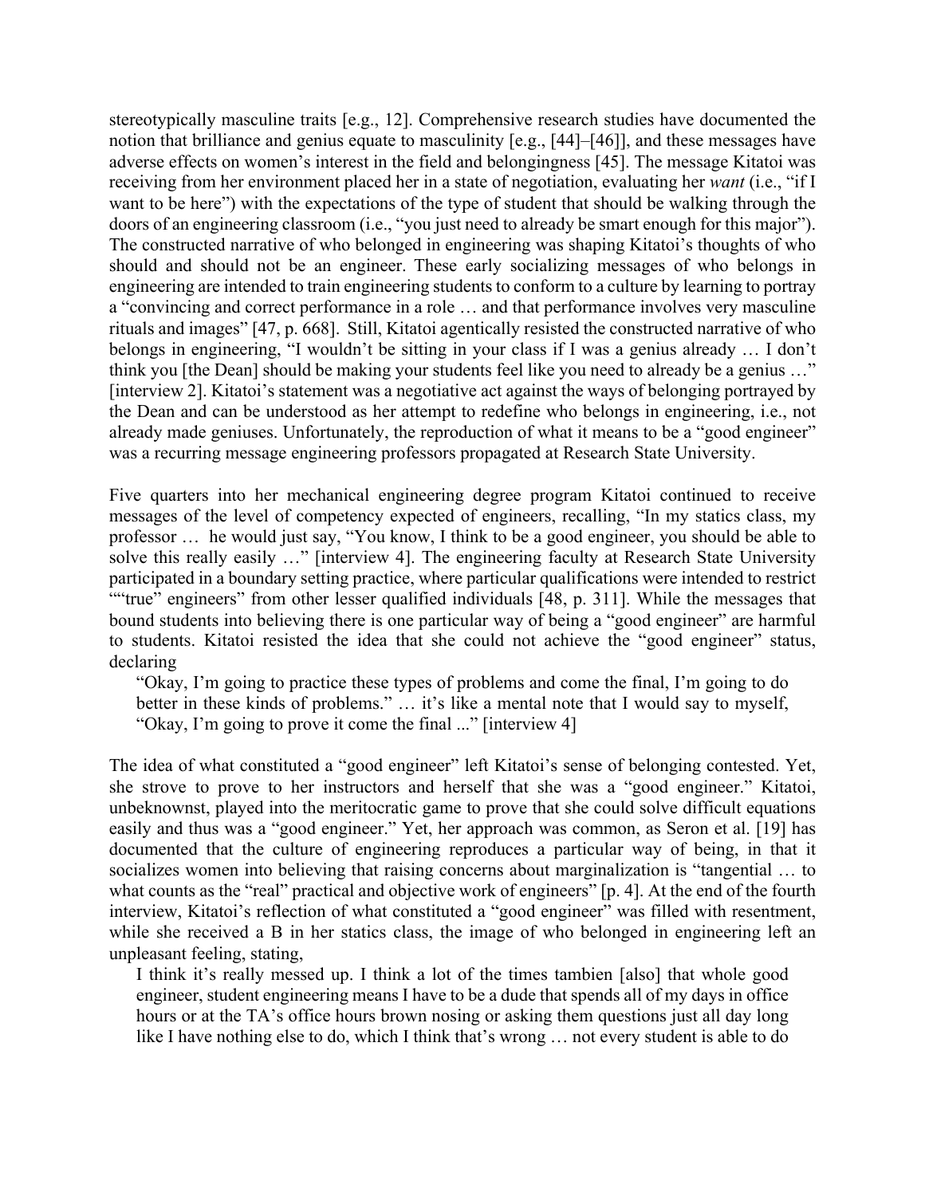stereotypically masculine traits [e.g., 12]. Comprehensive research studies have documented the notion that brilliance and genius equate to masculinity [e.g., [44]–[46]], and these messages have adverse effects on women's interest in the field and belongingness [45]. The message Kitatoi was receiving from her environment placed her in a state of negotiation, evaluating her *want* (i.e., "if I want to be here") with the expectations of the type of student that should be walking through the doors of an engineering classroom (i.e., "you just need to already be smart enough for this major"). The constructed narrative of who belonged in engineering was shaping Kitatoi's thoughts of who should and should not be an engineer. These early socializing messages of who belongs in engineering are intended to train engineering students to conform to a culture by learning to portray a "convincing and correct performance in a role … and that performance involves very masculine rituals and images" [47, p. 668]. Still, Kitatoi agentically resisted the constructed narrative of who belongs in engineering, "I wouldn't be sitting in your class if I was a genius already … I don't think you [the Dean] should be making your students feel like you need to already be a genius …" [interview 2]. Kitatoi's statement was a negotiative act against the ways of belonging portrayed by the Dean and can be understood as her attempt to redefine who belongs in engineering, i.e., not already made geniuses. Unfortunately, the reproduction of what it means to be a "good engineer" was a recurring message engineering professors propagated at Research State University.

Five quarters into her mechanical engineering degree program Kitatoi continued to receive messages of the level of competency expected of engineers, recalling, "In my statics class, my professor … he would just say, "You know, I think to be a good engineer, you should be able to solve this really easily …" [interview 4]. The engineering faculty at Research State University participated in a boundary setting practice, where particular qualifications were intended to restrict ""true" engineers" from other lesser qualified individuals [48, p. 311]. While the messages that bound students into believing there is one particular way of being a "good engineer" are harmful to students. Kitatoi resisted the idea that she could not achieve the "good engineer" status, declaring

> "Okay, I'm going to practice these types of problems and come the final, I'm going to do better in these kinds of problems." … it's like a mental note that I would say to myself, "Okay, I'm going to prove it come the final ..." [interview 4]

The idea of what constituted a "good engineer" left Kitatoi's sense of belonging contested. Yet, she strove to prove to her instructors and herself that she was a "good engineer." Kitatoi, unbeknownst, played into the meritocratic game to prove that she could solve difficult equations easily and thus was a "good engineer." Yet, her approach was common, as Seron et al. [19] has documented that the culture of engineering reproduces a particular way of being, in that it socializes women into believing that raising concerns about marginalization is "tangential … to what counts as the "real" practical and objective work of engineers" [p. 4]. At the end of the fourth interview, Kitatoi's reflection of what constituted a "good engineer" was filled with resentment, while she received a B in her statics class, the image of who belonged in engineering left an unpleasant feeling, stating,

> I think it's really messed up. I think a lot of the times tambien [also] that whole good engineer, student engineering means I have to be a dude that spends all of my days in office hours or at the TA's office hours brown nosing or asking them questions just all day long like I have nothing else to do, which I think that's wrong … not every student is able to do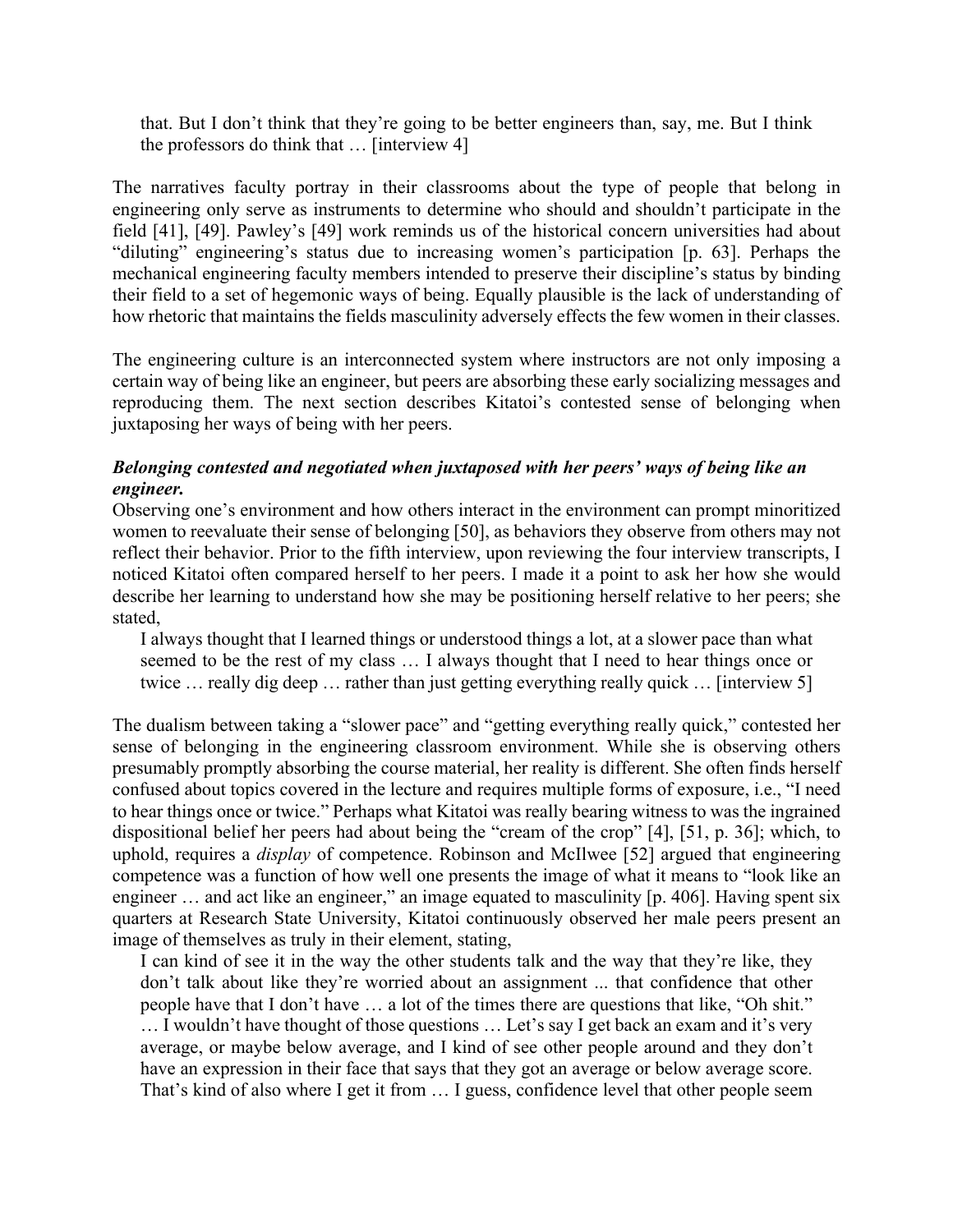that. But I don't think that they're going to be better engineers than, say, me. But I think the professors do think that … [interview 4]

The narratives faculty portray in their classrooms about the type of people that belong in engineering only serve as instruments to determine who should and shouldn't participate in the field [41], [49]. Pawley's [49] work reminds us of the historical concern universities had about "diluting" engineering's status due to increasing women's participation [p. 63]. Perhaps the mechanical engineering faculty members intended to preserve their discipline's status by binding their field to a set of hegemonic ways of being. Equally plausible is the lack of understanding of how rhetoric that maintains the fields masculinity adversely effects the few women in their classes.

The engineering culture is an interconnected system where instructors are not only imposing a certain way of being like an engineer, but peers are absorbing these early socializing messages and reproducing them. The next section describes Kitatoi's contested sense of belonging when juxtaposing her ways of being with her peers.

***Belonging contested and negotiated when juxtaposed with her peers' ways of being like an engineer.***

Observing one's environment and how others interact in the environment can prompt minoritized women to reevaluate their sense of belonging [50], as behaviors they observe from others may not reflect their behavior. Prior to the fifth interview, upon reviewing the four interview transcripts, I noticed Kitatoi often compared herself to her peers. I made it a point to ask her how she would describe her learning to understand how she may be positioning herself relative to her peers; she stated,

> I always thought that I learned things or understood things a lot, at a slower pace than what seemed to be the rest of my class … I always thought that I need to hear things once or twice … really dig deep … rather than just getting everything really quick … [interview 5]

The dualism between taking a "slower pace" and "getting everything really quick," contested her sense of belonging in the engineering classroom environment. While she is observing others presumably promptly absorbing the course material, her reality is different. She often finds herself confused about topics covered in the lecture and requires multiple forms of exposure, i.e., "I need to hear things once or twice." Perhaps what Kitatoi was really bearing witness to was the ingrained dispositional belief her peers had about being the "cream of the crop" [4], [51, p. 36]; which, to uphold, requires a *display* of competence. Robinson and McIlwee [52] argued that engineering competence was a function of how well one presents the image of what it means to "look like an engineer … and act like an engineer," an image equated to masculinity [p. 406]. Having spent six quarters at Research State University, Kitatoi continuously observed her male peers present an image of themselves as truly in their element, stating,

> I can kind of see it in the way the other students talk and the way that they're like, they don't talk about like they're worried about an assignment ... that confidence that other people have that I don't have … a lot of the times there are questions that like, "Oh shit." … I wouldn't have thought of those questions … Let's say I get back an exam and it's very average, or maybe below average, and I kind of see other people around and they don't have an expression in their face that says that they got an average or below average score. That's kind of also where I get it from … I guess, confidence level that other people seem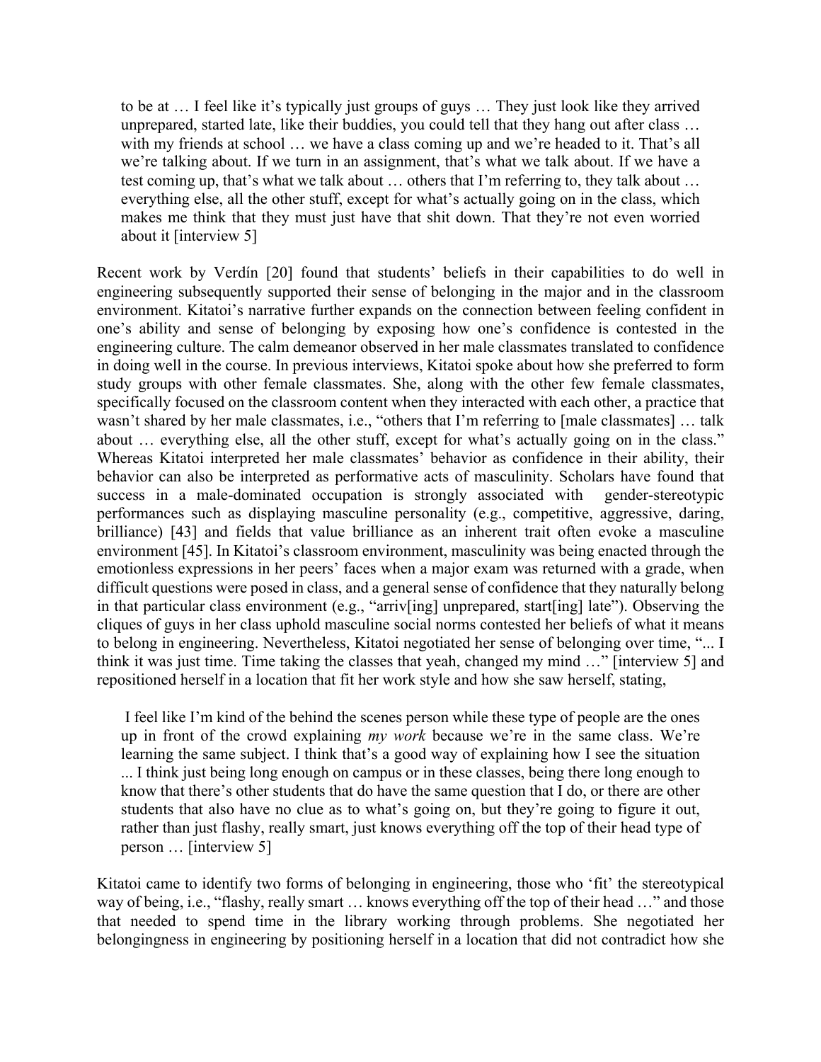> to be at … I feel like it's typically just groups of guys … They just look like they arrived unprepared, started late, like their buddies, you could tell that they hang out after class … with my friends at school … we have a class coming up and we're headed to it. That's all we're talking about. If we turn in an assignment, that's what we talk about. If we have a test coming up, that's what we talk about … others that I'm referring to, they talk about … everything else, all the other stuff, except for what's actually going on in the class, which makes me think that they must just have that shit down. That they're not even worried about it [interview 5]

Recent work by Verdín [20] found that students' beliefs in their capabilities to do well in engineering subsequently supported their sense of belonging in the major and in the classroom environment. Kitatoi's narrative further expands on the connection between feeling confident in one's ability and sense of belonging by exposing how one's confidence is contested in the engineering culture. The calm demeanor observed in her male classmates translated to confidence in doing well in the course. In previous interviews, Kitatoi spoke about how she preferred to form study groups with other female classmates. She, along with the other few female classmates, specifically focused on the classroom content when they interacted with each other, a practice that wasn't shared by her male classmates, i.e., "others that I'm referring to [male classmates] … talk about … everything else, all the other stuff, except for what's actually going on in the class." Whereas Kitatoi interpreted her male classmates' behavior as confidence in their ability, their behavior can also be interpreted as performative acts of masculinity. Scholars have found that success in a male-dominated occupation is strongly associated with gender-stereotypic performances such as displaying masculine personality (e.g., competitive, aggressive, daring, brilliance) [43] and fields that value brilliance as an inherent trait often evoke a masculine environment [45]. In Kitatoi's classroom environment, masculinity was being enacted through the emotionless expressions in her peers' faces when a major exam was returned with a grade, when difficult questions were posed in class, and a general sense of confidence that they naturally belong in that particular class environment (e.g., "arriv[ing] unprepared, start[ing] late"). Observing the cliques of guys in her class uphold masculine social norms contested her beliefs of what it means to belong in engineering. Nevertheless, Kitatoi negotiated her sense of belonging over time, "... I think it was just time. Time taking the classes that yeah, changed my mind …" [interview 5] and repositioned herself in a location that fit her work style and how she saw herself, stating,

> I feel like I'm kind of the behind the scenes person while these type of people are the ones up in front of the crowd explaining *my work* because we're in the same class. We're learning the same subject. I think that's a good way of explaining how I see the situation ... I think just being long enough on campus or in these classes, being there long enough to know that there's other students that do have the same question that I do, or there are other students that also have no clue as to what's going on, but they're going to figure it out, rather than just flashy, really smart, just knows everything off the top of their head type of person … [interview 5]

Kitatoi came to identify two forms of belonging in engineering, those who 'fit' the stereotypical way of being, i.e., "flashy, really smart … knows everything off the top of their head …" and those that needed to spend time in the library working through problems. She negotiated her belongingness in engineering by positioning herself in a location that did not contradict how she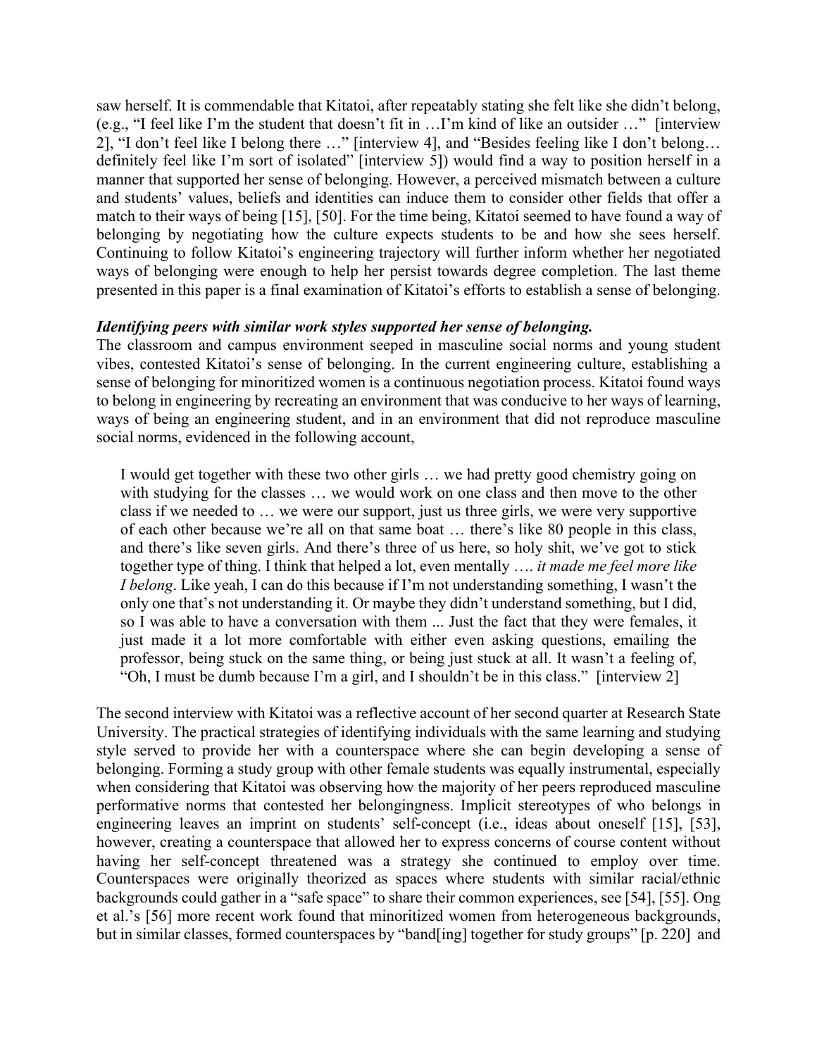saw herself. It is commendable that Kitatoi, after repeatably stating she felt like she didn't belong, (e.g., "I feel like I'm the student that doesn't fit in …I'm kind of like an outsider …" [interview 2], "I don't feel like I belong there …" [interview 4], and "Besides feeling like I don't belong… definitely feel like I'm sort of isolated" [interview 5]) would find a way to position herself in a manner that supported her sense of belonging. However, a perceived mismatch between a culture and students' values, beliefs and identities can induce them to consider other fields that offer a match to their ways of being [15], [50]. For the time being, Kitatoi seemed to have found a way of belonging by negotiating how the culture expects students to be and how she sees herself. Continuing to follow Kitatoi's engineering trajectory will further inform whether her negotiated ways of belonging were enough to help her persist towards degree completion. The last theme presented in this paper is a final examination of Kitatoi's efforts to establish a sense of belonging.

***Identifying peers with similar work styles supported her sense of belonging.***

The classroom and campus environment seeped in masculine social norms and young student vibes, contested Kitatoi's sense of belonging. In the current engineering culture, establishing a sense of belonging for minoritized women is a continuous negotiation process. Kitatoi found ways to belong in engineering by recreating an environment that was conducive to her ways of learning, ways of being an engineering student, and in an environment that did not reproduce masculine social norms, evidenced in the following account,

> I would get together with these two other girls … we had pretty good chemistry going on with studying for the classes … we would work on one class and then move to the other class if we needed to … we were our support, just us three girls, we were very supportive of each other because we're all on that same boat … there's like 80 people in this class, and there's like seven girls. And there's three of us here, so holy shit, we've got to stick together type of thing. I think that helped a lot, even mentally …. *it made me feel more like I belong*. Like yeah, I can do this because if I'm not understanding something, I wasn't the only one that's not understanding it. Or maybe they didn't understand something, but I did, so I was able to have a conversation with them ... Just the fact that they were females, it just made it a lot more comfortable with either even asking questions, emailing the professor, being stuck on the same thing, or being just stuck at all. It wasn't a feeling of, "Oh, I must be dumb because I'm a girl, and I shouldn't be in this class." [interview 2]

The second interview with Kitatoi was a reflective account of her second quarter at Research State University. The practical strategies of identifying individuals with the same learning and studying style served to provide her with a counterspace where she can begin developing a sense of belonging. Forming a study group with other female students was equally instrumental, especially when considering that Kitatoi was observing how the majority of her peers reproduced masculine performative norms that contested her belongingness. Implicit stereotypes of who belongs in engineering leaves an imprint on students' self-concept (i.e., ideas about oneself [15], [53], however, creating a counterspace that allowed her to express concerns of course content without having her self-concept threatened was a strategy she continued to employ over time. Counterspaces were originally theorized as spaces where students with similar racial/ethnic backgrounds could gather in a "safe space" to share their common experiences, see [54], [55]. Ong et al.'s [56] more recent work found that minoritized women from heterogeneous backgrounds, but in similar classes, formed counterspaces by "band[ing] together for study groups" [p. 220] and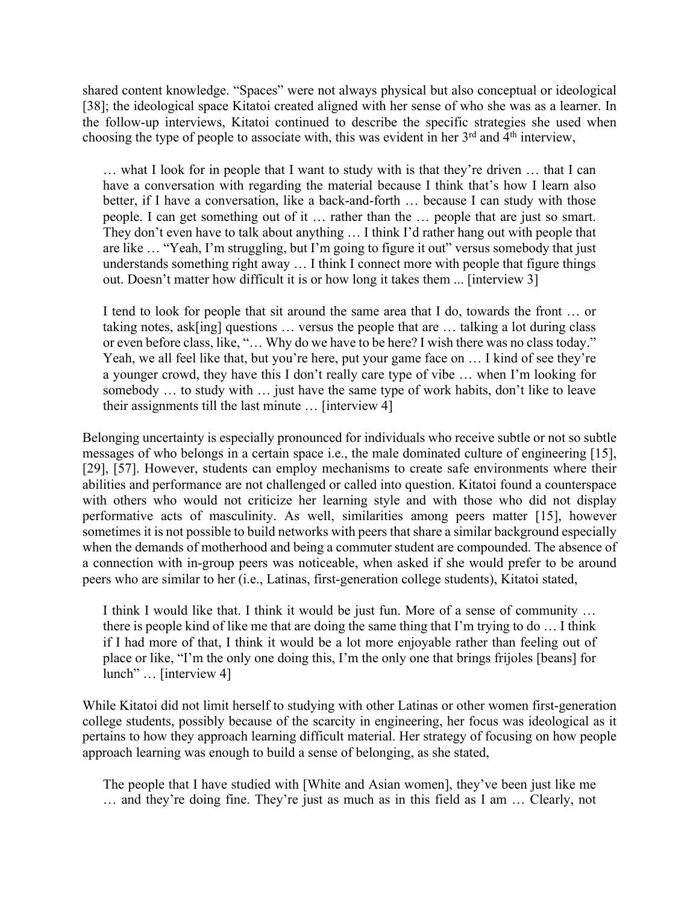shared content knowledge. "Spaces" were not always physical but also conceptual or ideological [38]; the ideological space Kitatoi created aligned with her sense of who she was as a learner. In the follow-up interviews, Kitatoi continued to describe the specific strategies she used when choosing the type of people to associate with, this was evident in her 3rd and 4th interview,

> … what I look for in people that I want to study with is that they're driven … that I can have a conversation with regarding the material because I think that's how I learn also better, if I have a conversation, like a back-and-forth … because I can study with those people. I can get something out of it … rather than the … people that are just so smart. They don't even have to talk about anything … I think I'd rather hang out with people that are like … "Yeah, I'm struggling, but I'm going to figure it out" versus somebody that just understands something right away … I think I connect more with people that figure things out. Doesn't matter how difficult it is or how long it takes them ... [interview 3]

> I tend to look for people that sit around the same area that I do, towards the front … or taking notes, ask[ing] questions … versus the people that are … talking a lot during class or even before class, like, "… Why do we have to be here? I wish there was no class today." Yeah, we all feel like that, but you're here, put your game face on … I kind of see they're a younger crowd, they have this I don't really care type of vibe … when I'm looking for somebody … to study with … just have the same type of work habits, don't like to leave their assignments till the last minute … [interview 4]

Belonging uncertainty is especially pronounced for individuals who receive subtle or not so subtle messages of who belongs in a certain space i.e., the male dominated culture of engineering [15], [29], [57]. However, students can employ mechanisms to create safe environments where their abilities and performance are not challenged or called into question. Kitatoi found a counterspace with others who would not criticize her learning style and with those who did not display performative acts of masculinity. As well, similarities among peers matter [15], however sometimes it is not possible to build networks with peers that share a similar background especially when the demands of motherhood and being a commuter student are compounded. The absence of a connection with in-group peers was noticeable, when asked if she would prefer to be around peers who are similar to her (i.e., Latinas, first-generation college students), Kitatoi stated,

> I think I would like that. I think it would be just fun. More of a sense of community … there is people kind of like me that are doing the same thing that I'm trying to do … I think if I had more of that, I think it would be a lot more enjoyable rather than feeling out of place or like, "I'm the only one doing this, I'm the only one that brings frijoles [beans] for lunch" … [interview 4]

While Kitatoi did not limit herself to studying with other Latinas or other women first-generation college students, possibly because of the scarcity in engineering, her focus was ideological as it pertains to how they approach learning difficult material. Her strategy of focusing on how people approach learning was enough to build a sense of belonging, as she stated,

> The people that I have studied with [White and Asian women], they've been just like me … and they're doing fine. They're just as much as in this field as I am … Clearly, not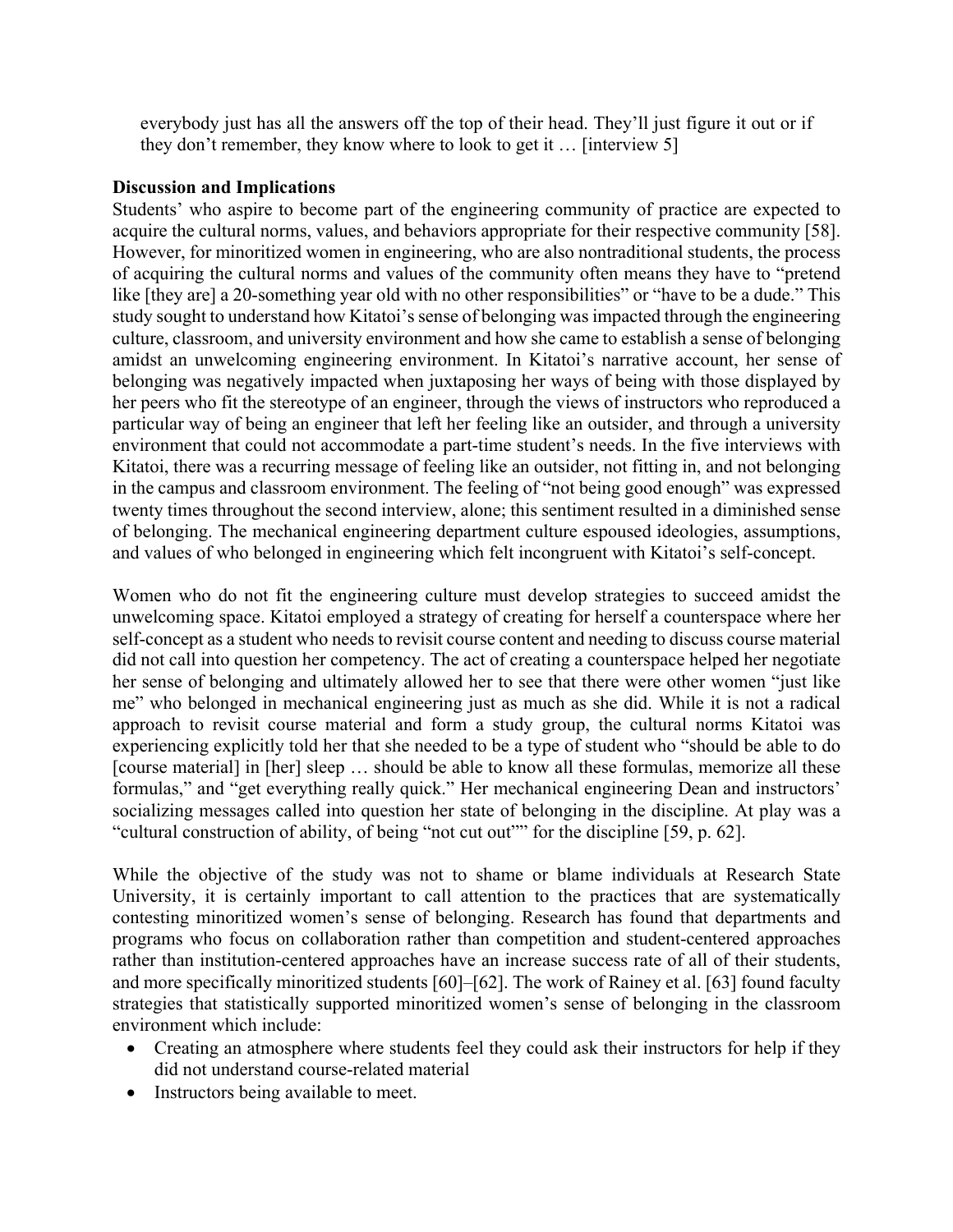everybody just has all the answers off the top of their head. They'll just figure it out or if they don't remember, they know where to look to get it … [interview 5]

**Discussion and Implications**

Students' who aspire to become part of the engineering community of practice are expected to acquire the cultural norms, values, and behaviors appropriate for their respective community [58]. However, for minoritized women in engineering, who are also nontraditional students, the process of acquiring the cultural norms and values of the community often means they have to "pretend like [they are] a 20-something year old with no other responsibilities" or "have to be a dude." This study sought to understand how Kitatoi's sense of belonging was impacted through the engineering culture, classroom, and university environment and how she came to establish a sense of belonging amidst an unwelcoming engineering environment. In Kitatoi's narrative account, her sense of belonging was negatively impacted when juxtaposing her ways of being with those displayed by her peers who fit the stereotype of an engineer, through the views of instructors who reproduced a particular way of being an engineer that left her feeling like an outsider, and through a university environment that could not accommodate a part-time student's needs. In the five interviews with Kitatoi, there was a recurring message of feeling like an outsider, not fitting in, and not belonging in the campus and classroom environment. The feeling of "not being good enough" was expressed twenty times throughout the second interview, alone; this sentiment resulted in a diminished sense of belonging. The mechanical engineering department culture espoused ideologies, assumptions, and values of who belonged in engineering which felt incongruent with Kitatoi's self-concept.

Women who do not fit the engineering culture must develop strategies to succeed amidst the unwelcoming space. Kitatoi employed a strategy of creating for herself a counterspace where her self-concept as a student who needs to revisit course content and needing to discuss course material did not call into question her competency. The act of creating a counterspace helped her negotiate her sense of belonging and ultimately allowed her to see that there were other women "just like me" who belonged in mechanical engineering just as much as she did. While it is not a radical approach to revisit course material and form a study group, the cultural norms Kitatoi was experiencing explicitly told her that she needed to be a type of student who "should be able to do [course material] in [her] sleep … should be able to know all these formulas, memorize all these formulas," and "get everything really quick." Her mechanical engineering Dean and instructors' socializing messages called into question her state of belonging in the discipline. At play was a "cultural construction of ability, of being "not cut out"" for the discipline [59, p. 62].

While the objective of the study was not to shame or blame individuals at Research State University, it is certainly important to call attention to the practices that are systematically contesting minoritized women's sense of belonging. Research has found that departments and programs who focus on collaboration rather than competition and student-centered approaches rather than institution-centered approaches have an increase success rate of all of their students, and more specifically minoritized students [60]–[62]. The work of Rainey et al. [63] found faculty strategies that statistically supported minoritized women's sense of belonging in the classroom environment which include:

- Creating an atmosphere where students feel they could ask their instructors for help if they did not understand course-related material
- Instructors being available to meet.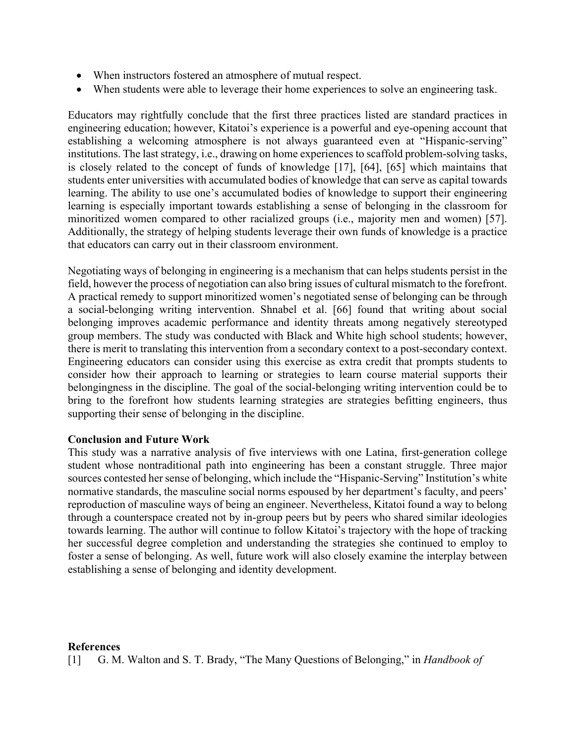- When instructors fostered an atmosphere of mutual respect.
- When students were able to leverage their home experiences to solve an engineering task.

Educators may rightfully conclude that the first three practices listed are standard practices in engineering education; however, Kitatoi's experience is a powerful and eye-opening account that establishing a welcoming atmosphere is not always guaranteed even at "Hispanic-serving" institutions. The last strategy, i.e., drawing on home experiences to scaffold problem-solving tasks, is closely related to the concept of funds of knowledge [17], [64], [65] which maintains that students enter universities with accumulated bodies of knowledge that can serve as capital towards learning. The ability to use one's accumulated bodies of knowledge to support their engineering learning is especially important towards establishing a sense of belonging in the classroom for minoritized women compared to other racialized groups (i.e., majority men and women) [57]. Additionally, the strategy of helping students leverage their own funds of knowledge is a practice that educators can carry out in their classroom environment.

Negotiating ways of belonging in engineering is a mechanism that can helps students persist in the field, however the process of negotiation can also bring issues of cultural mismatch to the forefront. A practical remedy to support minoritized women's negotiated sense of belonging can be through a social-belonging writing intervention. Shnabel et al. [66] found that writing about social belonging improves academic performance and identity threats among negatively stereotyped group members. The study was conducted with Black and White high school students; however, there is merit to translating this intervention from a secondary context to a post-secondary context. Engineering educators can consider using this exercise as extra credit that prompts students to consider how their approach to learning or strategies to learn course material supports their belongingness in the discipline. The goal of the social-belonging writing intervention could be to bring to the forefront how students learning strategies are strategies befitting engineers, thus supporting their sense of belonging in the discipline.

**Conclusion and Future Work**

This study was a narrative analysis of five interviews with one Latina, first-generation college student whose nontraditional path into engineering has been a constant struggle. Three major sources contested her sense of belonging, which include the "Hispanic-Serving" Institution's white normative standards, the masculine social norms espoused by her department's faculty, and peers' reproduction of masculine ways of being an engineer. Nevertheless, Kitatoi found a way to belong through a counterspace created not by in-group peers but by peers who shared similar ideologies towards learning. The author will continue to follow Kitatoi's trajectory with the hope of tracking her successful degree completion and understanding the strategies she continued to employ to foster a sense of belonging. As well, future work will also closely examine the interplay between establishing a sense of belonging and identity development.

**References**

[1] G. M. Walton and S. T. Brady, "The Many Questions of Belonging," in *Handbook of*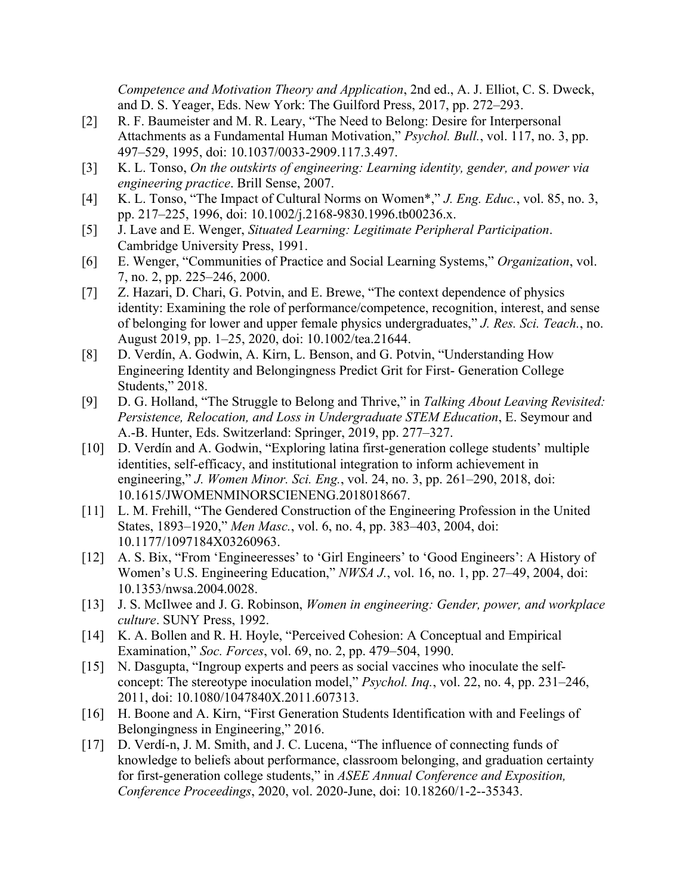*Competence and Motivation Theory and Application*, 2nd ed., A. J. Elliot, C. S. Dweck, and D. S. Yeager, Eds. New York: The Guilford Press, 2017, pp. 272–293.

[2] R. F. Baumeister and M. R. Leary, "The Need to Belong: Desire for Interpersonal Attachments as a Fundamental Human Motivation," *Psychol. Bull.*, vol. 117, no. 3, pp. 497–529, 1995, doi: 10.1037/0033-2909.117.3.497.

[3] K. L. Tonso, *On the outskirts of engineering: Learning identity, gender, and power via engineering practice*. Brill Sense, 2007.

[4] K. L. Tonso, "The Impact of Cultural Norms on Women*," *J. Eng. Educ.*, vol. 85, no. 3, pp. 217–225, 1996, doi: 10.1002/j.2168-9830.1996.tb00236.x.

[5] J. Lave and E. Wenger, *Situated Learning: Legitimate Peripheral Participation*. Cambridge University Press, 1991.

[6] E. Wenger, "Communities of Practice and Social Learning Systems," *Organization*, vol. 7, no. 2, pp. 225–246, 2000.

[7] Z. Hazari, D. Chari, G. Potvin, and E. Brewe, "The context dependence of physics identity: Examining the role of performance/competence, recognition, interest, and sense of belonging for lower and upper female physics undergraduates," *J. Res. Sci. Teach.*, no. August 2019, pp. 1–25, 2020, doi: 10.1002/tea.21644.

[8] D. Verdín, A. Godwin, A. Kirn, L. Benson, and G. Potvin, "Understanding How Engineering Identity and Belongingness Predict Grit for First- Generation College Students," 2018.

[9] D. G. Holland, "The Struggle to Belong and Thrive," in *Talking About Leaving Revisited: Persistence, Relocation, and Loss in Undergraduate STEM Education*, E. Seymour and A.-B. Hunter, Eds. Switzerland: Springer, 2019, pp. 277–327.

[10] D. Verdín and A. Godwin, "Exploring latina first-generation college students' multiple identities, self-efficacy, and institutional integration to inform achievement in engineering," *J. Women Minor. Sci. Eng.*, vol. 24, no. 3, pp. 261–290, 2018, doi: 10.1615/JWOMENMINORSCIENENG.2018018667.

[11] L. M. Frehill, "The Gendered Construction of the Engineering Profession in the United States, 1893–1920," *Men Masc.*, vol. 6, no. 4, pp. 383–403, 2004, doi: 10.1177/1097184X03260963.

[12] A. S. Bix, "From 'Engineeresses' to 'Girl Engineers' to 'Good Engineers': A History of Women's U.S. Engineering Education," *NWSA J.*, vol. 16, no. 1, pp. 27–49, 2004, doi: 10.1353/nwsa.2004.0028.

[13] J. S. McIlwee and J. G. Robinson, *Women in engineering: Gender, power, and workplace culture*. SUNY Press, 1992.

[14] K. A. Bollen and R. H. Hoyle, "Perceived Cohesion: A Conceptual and Empirical Examination," *Soc. Forces*, vol. 69, no. 2, pp. 479–504, 1990.

[15] N. Dasgupta, "Ingroup experts and peers as social vaccines who inoculate the self-concept: The stereotype inoculation model," *Psychol. Inq.*, vol. 22, no. 4, pp. 231–246, 2011, doi: 10.1080/1047840X.2011.607313.

[16] H. Boone and A. Kirn, "First Generation Students Identification with and Feelings of Belongingness in Engineering," 2016.

[17] D. Verdí-n, J. M. Smith, and J. C. Lucena, "The influence of connecting funds of knowledge to beliefs about performance, classroom belonging, and graduation certainty for first-generation college students," in *ASEE Annual Conference and Exposition, Conference Proceedings*, 2020, vol. 2020-June, doi: 10.18260/1-2--35343.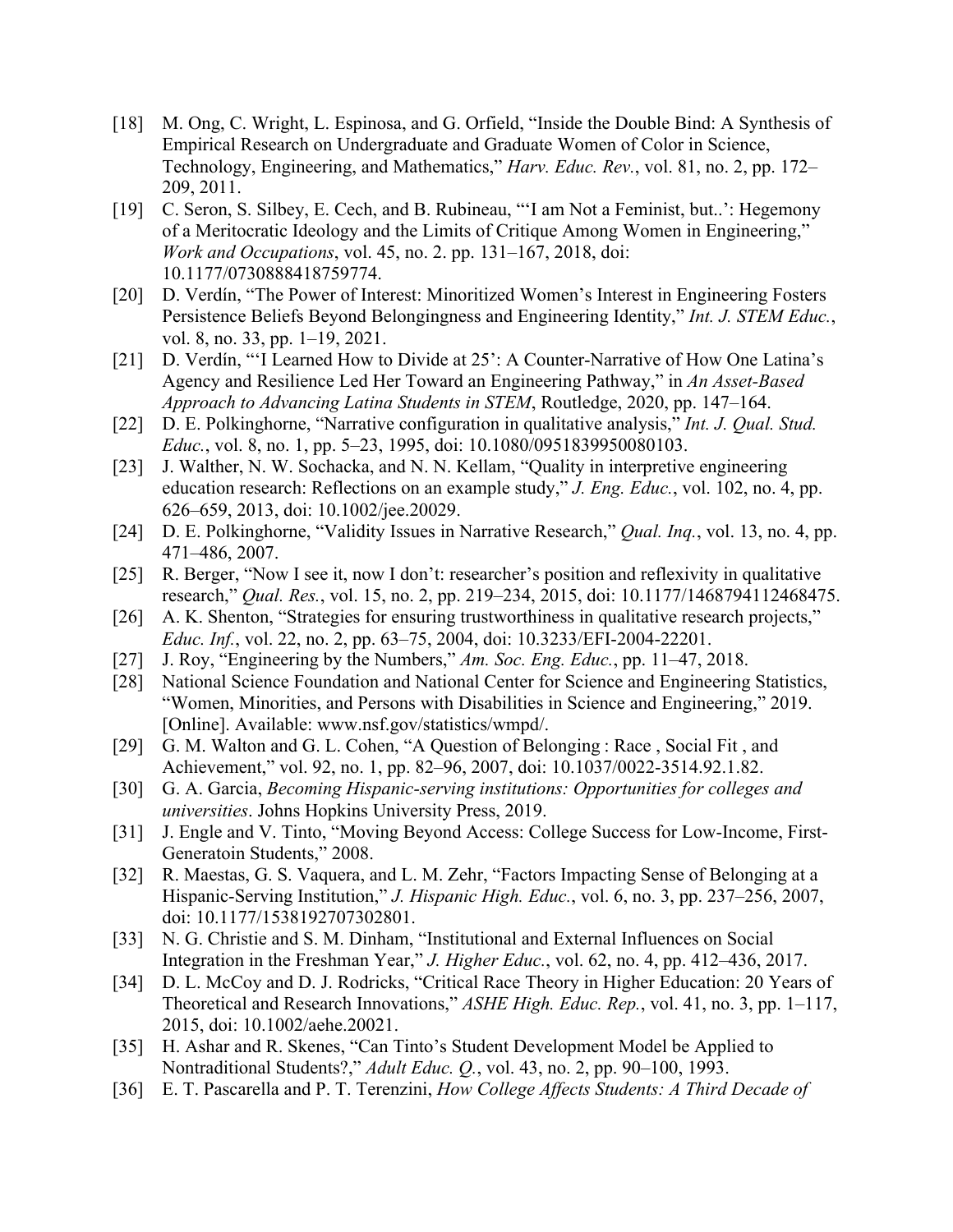[18] M. Ong, C. Wright, L. Espinosa, and G. Orfield, "Inside the Double Bind: A Synthesis of Empirical Research on Undergraduate and Graduate Women of Color in Science, Technology, Engineering, and Mathematics," *Harv. Educ. Rev.*, vol. 81, no. 2, pp. 172–209, 2011.

[19] C. Seron, S. Silbey, E. Cech, and B. Rubineau, "'I am Not a Feminist, but..': Hegemony of a Meritocratic Ideology and the Limits of Critique Among Women in Engineering," *Work and Occupations*, vol. 45, no. 2. pp. 131–167, 2018, doi: 10.1177/0730888418759774.

[20] D. Verdín, "The Power of Interest: Minoritized Women's Interest in Engineering Fosters Persistence Beliefs Beyond Belongingness and Engineering Identity," *Int. J. STEM Educ.*, vol. 8, no. 33, pp. 1–19, 2021.

[21] D. Verdín, "'I Learned How to Divide at 25': A Counter-Narrative of How One Latina's Agency and Resilience Led Her Toward an Engineering Pathway," in *An Asset-Based Approach to Advancing Latina Students in STEM*, Routledge, 2020, pp. 147–164.

[22] D. E. Polkinghorne, "Narrative configuration in qualitative analysis," *Int. J. Qual. Stud. Educ.*, vol. 8, no. 1, pp. 5–23, 1995, doi: 10.1080/0951839950080103.

[23] J. Walther, N. W. Sochacka, and N. N. Kellam, "Quality in interpretive engineering education research: Reflections on an example study," *J. Eng. Educ.*, vol. 102, no. 4, pp. 626–659, 2013, doi: 10.1002/jee.20029.

[24] D. E. Polkinghorne, "Validity Issues in Narrative Research," *Qual. Inq.*, vol. 13, no. 4, pp. 471–486, 2007.

[25] R. Berger, "Now I see it, now I don't: researcher's position and reflexivity in qualitative research," *Qual. Res.*, vol. 15, no. 2, pp. 219–234, 2015, doi: 10.1177/1468794112468475.

[26] A. K. Shenton, "Strategies for ensuring trustworthiness in qualitative research projects," *Educ. Inf.*, vol. 22, no. 2, pp. 63–75, 2004, doi: 10.3233/EFI-2004-22201.

[27] J. Roy, "Engineering by the Numbers," *Am. Soc. Eng. Educ.*, pp. 11–47, 2018.

[28] National Science Foundation and National Center for Science and Engineering Statistics, "Women, Minorities, and Persons with Disabilities in Science and Engineering," 2019. [Online]. Available: www.nsf.gov/statistics/wmpd/.

[29] G. M. Walton and G. L. Cohen, "A Question of Belonging : Race , Social Fit , and Achievement," vol. 92, no. 1, pp. 82–96, 2007, doi: 10.1037/0022-3514.92.1.82.

[30] G. A. Garcia, *Becoming Hispanic-serving institutions: Opportunities for colleges and universities*. Johns Hopkins University Press, 2019.

[31] J. Engle and V. Tinto, "Moving Beyond Access: College Success for Low-Income, First-Generatoin Students," 2008.

[32] R. Maestas, G. S. Vaquera, and L. M. Zehr, "Factors Impacting Sense of Belonging at a Hispanic-Serving Institution," *J. Hispanic High. Educ.*, vol. 6, no. 3, pp. 237–256, 2007, doi: 10.1177/1538192707302801.

[33] N. G. Christie and S. M. Dinham, "Institutional and External Influences on Social Integration in the Freshman Year," *J. Higher Educ.*, vol. 62, no. 4, pp. 412–436, 2017.

[34] D. L. McCoy and D. J. Rodricks, "Critical Race Theory in Higher Education: 20 Years of Theoretical and Research Innovations," *ASHE High. Educ. Rep.*, vol. 41, no. 3, pp. 1–117, 2015, doi: 10.1002/aehe.20021.

[35] H. Ashar and R. Skenes, "Can Tinto's Student Development Model be Applied to Nontraditional Students?," *Adult Educ. Q.*, vol. 43, no. 2, pp. 90–100, 1993.

[36] E. T. Pascarella and P. T. Terenzini, *How College Affects Students: A Third Decade of*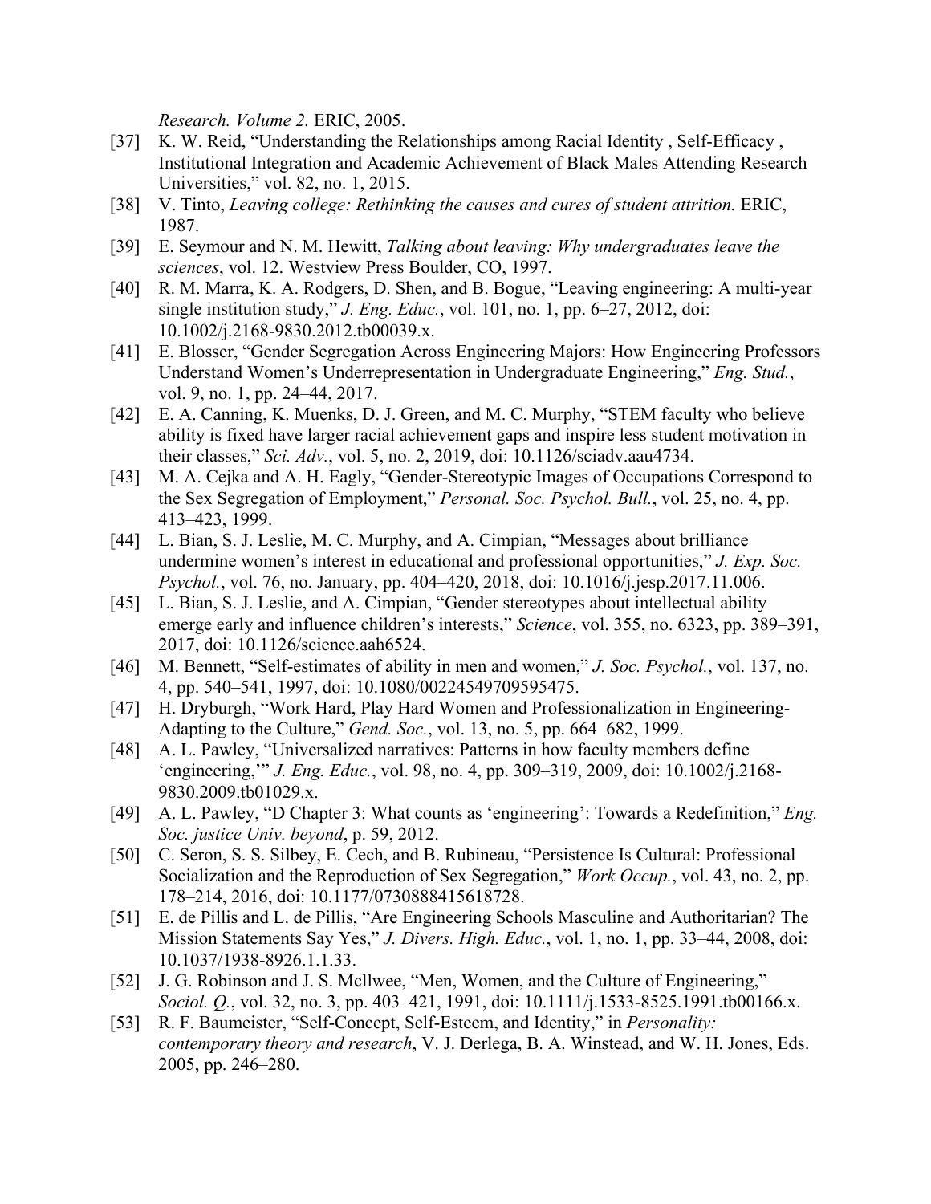*Research. Volume 2.* ERIC, 2005.

[37] K. W. Reid, "Understanding the Relationships among Racial Identity , Self-Efficacy , Institutional Integration and Academic Achievement of Black Males Attending Research Universities," vol. 82, no. 1, 2015.

[38] V. Tinto, *Leaving college: Rethinking the causes and cures of student attrition.* ERIC, 1987.

[39] E. Seymour and N. M. Hewitt, *Talking about leaving: Why undergraduates leave the sciences*, vol. 12. Westview Press Boulder, CO, 1997.

[40] R. M. Marra, K. A. Rodgers, D. Shen, and B. Bogue, "Leaving engineering: A multi-year single institution study," *J. Eng. Educ.*, vol. 101, no. 1, pp. 6–27, 2012, doi: 10.1002/j.2168-9830.2012.tb00039.x.

[41] E. Blosser, "Gender Segregation Across Engineering Majors: How Engineering Professors Understand Women's Underrepresentation in Undergraduate Engineering," *Eng. Stud.*, vol. 9, no. 1, pp. 24–44, 2017.

[42] E. A. Canning, K. Muenks, D. J. Green, and M. C. Murphy, "STEM faculty who believe ability is fixed have larger racial achievement gaps and inspire less student motivation in their classes," *Sci. Adv.*, vol. 5, no. 2, 2019, doi: 10.1126/sciadv.aau4734.

[43] M. A. Cejka and A. H. Eagly, "Gender-Stereotypic Images of Occupations Correspond to the Sex Segregation of Employment," *Personal. Soc. Psychol. Bull.*, vol. 25, no. 4, pp. 413–423, 1999.

[44] L. Bian, S. J. Leslie, M. C. Murphy, and A. Cimpian, "Messages about brilliance undermine women's interest in educational and professional opportunities," *J. Exp. Soc. Psychol.*, vol. 76, no. January, pp. 404–420, 2018, doi: 10.1016/j.jesp.2017.11.006.

[45] L. Bian, S. J. Leslie, and A. Cimpian, "Gender stereotypes about intellectual ability emerge early and influence children's interests," *Science*, vol. 355, no. 6323, pp. 389–391, 2017, doi: 10.1126/science.aah6524.

[46] M. Bennett, "Self-estimates of ability in men and women," *J. Soc. Psychol.*, vol. 137, no. 4, pp. 540–541, 1997, doi: 10.1080/00224549709595475.

[47] H. Dryburgh, "Work Hard, Play Hard Women and Professionalization in Engineering-Adapting to the Culture," *Gend. Soc.*, vol. 13, no. 5, pp. 664–682, 1999.

[48] A. L. Pawley, "Universalized narratives: Patterns in how faculty members define 'engineering,'" *J. Eng. Educ.*, vol. 98, no. 4, pp. 309–319, 2009, doi: 10.1002/j.2168-9830.2009.tb01029.x.

[49] A. L. Pawley, "D Chapter 3: What counts as 'engineering': Towards a Redefinition," *Eng. Soc. justice Univ. beyond*, p. 59, 2012.

[50] C. Seron, S. S. Silbey, E. Cech, and B. Rubineau, "Persistence Is Cultural: Professional Socialization and the Reproduction of Sex Segregation," *Work Occup.*, vol. 43, no. 2, pp. 178–214, 2016, doi: 10.1177/0730888415618728.

[51] E. de Pillis and L. de Pillis, "Are Engineering Schools Masculine and Authoritarian? The Mission Statements Say Yes," *J. Divers. High. Educ.*, vol. 1, no. 1, pp. 33–44, 2008, doi: 10.1037/1938-8926.1.1.33.

[52] J. G. Robinson and J. S. Mcllwee, "Men, Women, and the Culture of Engineering," *Sociol. Q.*, vol. 32, no. 3, pp. 403–421, 1991, doi: 10.1111/j.1533-8525.1991.tb00166.x.

[53] R. F. Baumeister, "Self-Concept, Self-Esteem, and Identity," in *Personality: contemporary theory and research*, V. J. Derlega, B. A. Winstead, and W. H. Jones, Eds. 2005, pp. 246–280.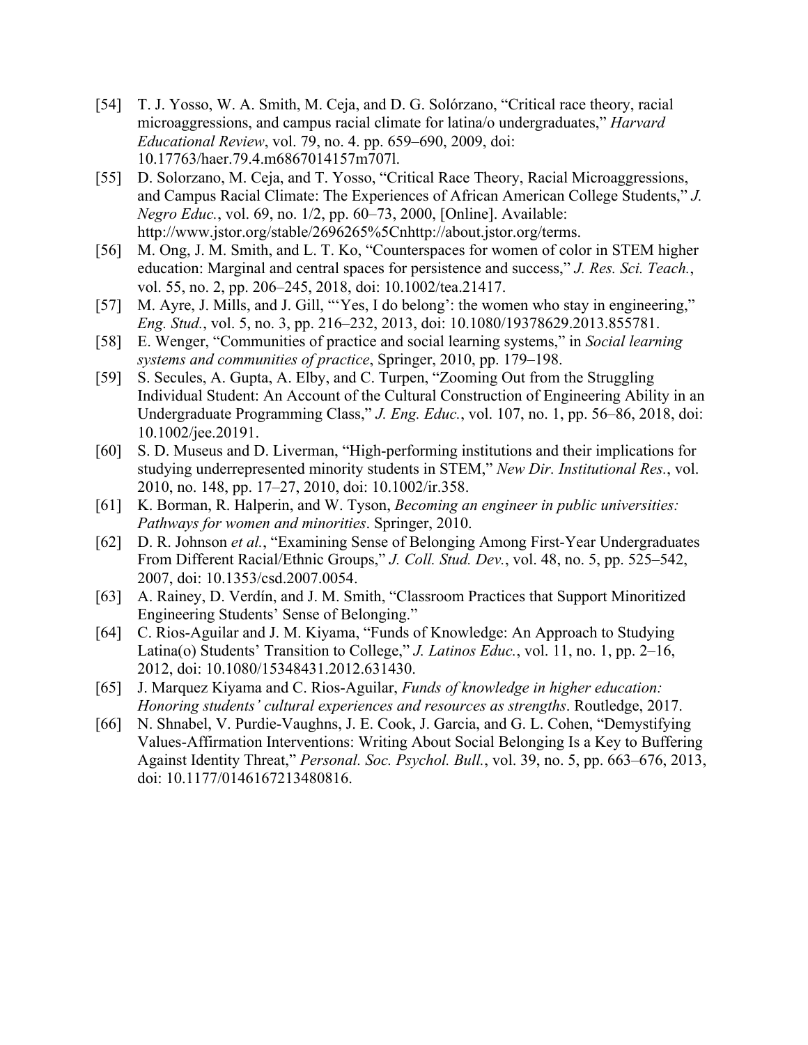[54] T. J. Yosso, W. A. Smith, M. Ceja, and D. G. Solórzano, "Critical race theory, racial microaggressions, and campus racial climate for latina/o undergraduates," *Harvard Educational Review*, vol. 79, no. 4. pp. 659–690, 2009, doi: 10.17763/haer.79.4.m6867014157m707l.

[55] D. Solorzano, M. Ceja, and T. Yosso, "Critical Race Theory, Racial Microaggressions, and Campus Racial Climate: The Experiences of African American College Students," *J. Negro Educ.*, vol. 69, no. 1/2, pp. 60–73, 2000, [Online]. Available: http://www.jstor.org/stable/2696265%5Cnhttp://about.jstor.org/terms.

[56] M. Ong, J. M. Smith, and L. T. Ko, "Counterspaces for women of color in STEM higher education: Marginal and central spaces for persistence and success," *J. Res. Sci. Teach.*, vol. 55, no. 2, pp. 206–245, 2018, doi: 10.1002/tea.21417.

[57] M. Ayre, J. Mills, and J. Gill, "'Yes, I do belong': the women who stay in engineering," *Eng. Stud.*, vol. 5, no. 3, pp. 216–232, 2013, doi: 10.1080/19378629.2013.855781.

[58] E. Wenger, "Communities of practice and social learning systems," in *Social learning systems and communities of practice*, Springer, 2010, pp. 179–198.

[59] S. Secules, A. Gupta, A. Elby, and C. Turpen, "Zooming Out from the Struggling Individual Student: An Account of the Cultural Construction of Engineering Ability in an Undergraduate Programming Class," *J. Eng. Educ.*, vol. 107, no. 1, pp. 56–86, 2018, doi: 10.1002/jee.20191.

[60] S. D. Museus and D. Liverman, "High-performing institutions and their implications for studying underrepresented minority students in STEM," *New Dir. Institutional Res.*, vol. 2010, no. 148, pp. 17–27, 2010, doi: 10.1002/ir.358.

[61] K. Borman, R. Halperin, and W. Tyson, *Becoming an engineer in public universities: Pathways for women and minorities*. Springer, 2010.

[62] D. R. Johnson *et al.*, "Examining Sense of Belonging Among First-Year Undergraduates From Different Racial/Ethnic Groups," *J. Coll. Stud. Dev.*, vol. 48, no. 5, pp. 525–542, 2007, doi: 10.1353/csd.2007.0054.

[63] A. Rainey, D. Verdín, and J. M. Smith, "Classroom Practices that Support Minoritized Engineering Students' Sense of Belonging."

[64] C. Rios-Aguilar and J. M. Kiyama, "Funds of Knowledge: An Approach to Studying Latina(o) Students' Transition to College," *J. Latinos Educ.*, vol. 11, no. 1, pp. 2–16, 2012, doi: 10.1080/15348431.2012.631430.

[65] J. Marquez Kiyama and C. Rios-Aguilar, *Funds of knowledge in higher education: Honoring students' cultural experiences and resources as strengths*. Routledge, 2017.

[66] N. Shnabel, V. Purdie-Vaughns, J. E. Cook, J. Garcia, and G. L. Cohen, "Demystifying Values-Affirmation Interventions: Writing About Social Belonging Is a Key to Buffering Against Identity Threat," *Personal. Soc. Psychol. Bull.*, vol. 39, no. 5, pp. 663–676, 2013, doi: 10.1177/0146167213480816.